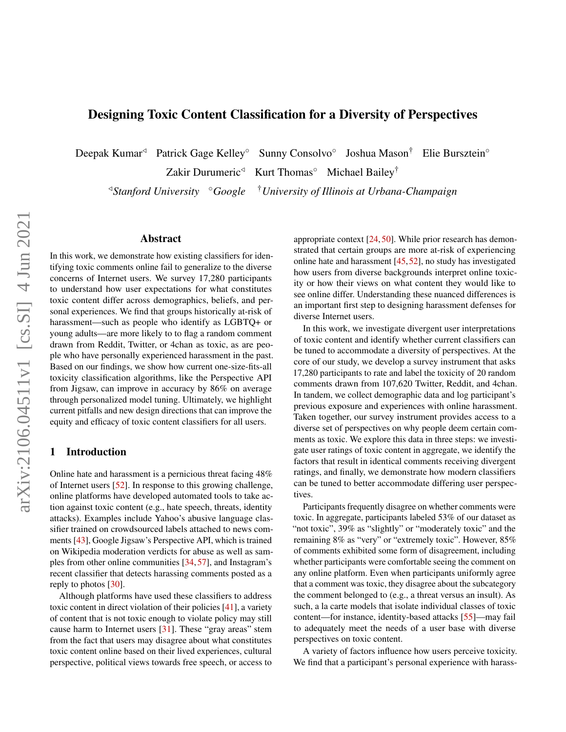# Designing Toxic Content Classification for a Diversity of Perspectives

Deepak Kumar[◁] Patrick Gage Kelley[◦] Sunny Consolvo[◦] Joshua Mason[†] Elie Bursztein[◦]
Zakir Durumeric[◁] Kurt Thomas[◦] Michael Bailey[†]

[◁]*Stanford University* [◦]*Google* [†]*University of Illinois at Urbana-Champaign*

## Abstract

In this work, we demonstrate how existing classifiers for identifying toxic comments online fail to generalize to the diverse concerns of Internet users. We survey 17,280 participants to understand how user expectations for what constitutes toxic content differ across demographics, beliefs, and personal experiences. We find that groups historically at-risk of harassment—such as people who identify as LGBTQ+ or young adults—are more likely to to flag a random comment drawn from Reddit, Twitter, or 4chan as toxic, as are people who have personally experienced harassment in the past. Based on our findings, we show how current one-size-fits-all toxicity classification algorithms, like the Perspective API from Jigsaw, can improve in accuracy by 86% on average through personalized model tuning. Ultimately, we highlight current pitfalls and new design directions that can improve the equity and efficacy of toxic content classifiers for all users.

## 1 Introduction

Online hate and harassment is a pernicious threat facing 48% of Internet users [52]. In response to this growing challenge, online platforms have developed automated tools to take action against toxic content (e.g., hate speech, threats, identity attacks). Examples include Yahoo's abusive language classifier trained on crowdsourced labels attached to news comments [43], Google Jigsaw's Perspective API, which is trained on Wikipedia moderation verdicts for abuse as well as samples from other online communities [34, 57], and Instagram's recent classifier that detects harassing comments posted as a reply to photos [30].

Although platforms have used these classifiers to address toxic content in direct violation of their policies [41], a variety of content that is not toxic enough to violate policy may still cause harm to Internet users [31]. These "gray areas" stem from the fact that users may disagree about what constitutes toxic content online based on their lived experiences, cultural perspective, political views towards free speech, or access to appropriate context [24, 50]. While prior research has demonstrated that certain groups are more at-risk of experiencing online hate and harassment [45, 52], no study has investigated how users from diverse backgrounds interpret online toxicity or how their views on what content they would like to see online differ. Understanding these nuanced differences is an important first step to designing harassment defenses for diverse Internet users.

In this work, we investigate divergent user interpretations of toxic content and identify whether current classifiers can be tuned to accommodate a diversity of perspectives. At the core of our study, we develop a survey instrument that asks 17,280 participants to rate and label the toxicity of 20 random comments drawn from 107,620 Twitter, Reddit, and 4chan. In tandem, we collect demographic data and log participant's previous exposure and experiences with online harassment. Taken together, our survey instrument provides access to a diverse set of perspectives on why people deem certain comments as toxic. We explore this data in three steps: we investigate user ratings of toxic content in aggregate, we identify the factors that result in identical comments receiving divergent ratings, and finally, we demonstrate how modern classifiers can be tuned to better accommodate differing user perspectives.

Participants frequently disagree on whether comments were toxic. In aggregate, participants labeled 53% of our dataset as "not toxic", 39% as "slightly" or "moderately toxic" and the remaining 8% as "very" or "extremely toxic". However, 85% of comments exhibited some form of disagreement, including whether participants were comfortable seeing the comment on any online platform. Even when participants uniformly agree that a comment was toxic, they disagree about the subcategory the comment belonged to (e.g., a threat versus an insult). As such, a la carte models that isolate individual classes of toxic content—for instance, identity-based attacks [55]—may fail to adequately meet the needs of a user base with diverse perspectives on toxic content.

A variety of factors influence how users perceive toxicity. We find that a participant's personal experience with harass-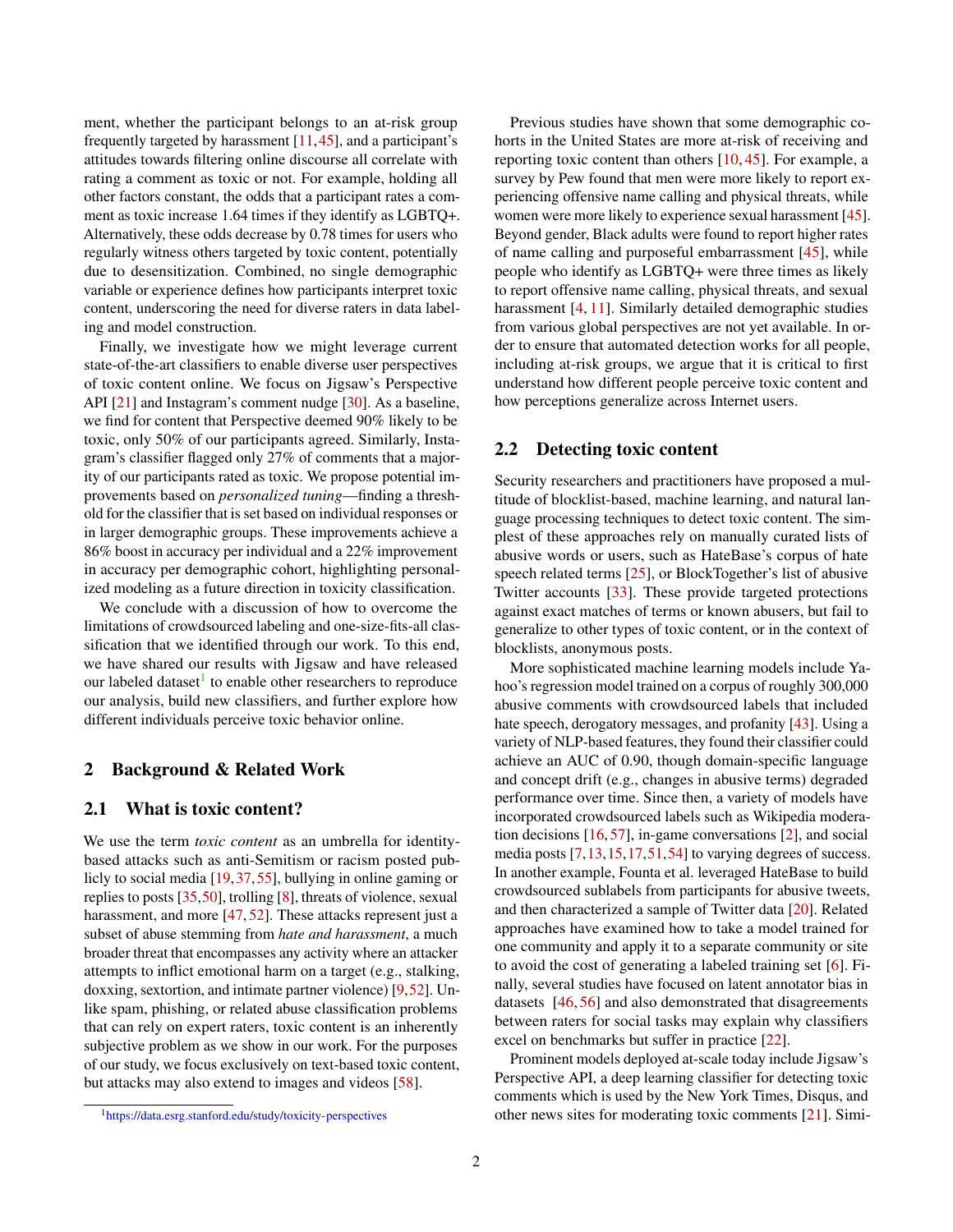ment, whether the participant belongs to an at-risk group frequently targeted by harassment [11, 45], and a participant's attitudes towards filtering online discourse all correlate with rating a comment as toxic or not. For example, holding all other factors constant, the odds that a participant rates a comment as toxic increase 1.64 times if they identify as LGBTQ+. Alternatively, these odds decrease by 0.78 times for users who regularly witness others targeted by toxic content, potentially due to desensitization. Combined, no single demographic variable or experience defines how participants interpret toxic content, underscoring the need for diverse raters in data labeling and model construction.

Finally, we investigate how we might leverage current state-of-the-art classifiers to enable diverse user perspectives of toxic content online. We focus on Jigsaw's Perspective API [21] and Instagram's comment nudge [30]. As a baseline, we find for content that Perspective deemed 90% likely to be toxic, only 50% of our participants agreed. Similarly, Instagram's classifier flagged only 27% of comments that a majority of our participants rated as toxic. We propose potential improvements based on *personalized tuning*—finding a threshold for the classifier that is set based on individual responses or in larger demographic groups. These improvements achieve a 86% boost in accuracy per individual and a 22% improvement in accuracy per demographic cohort, highlighting personalized modeling as a future direction in toxicity classification.

We conclude with a discussion of how to overcome the limitations of crowdsourced labeling and one-size-fits-all classification that we identified through our work. To this end, we have shared our results with Jigsaw and have released our labeled dataset[1] to enable other researchers to reproduce our analysis, build new classifiers, and further explore how different individuals perceive toxic behavior online.

## 2 Background & Related Work

### 2.1 What is toxic content?

We use the term *toxic content* as an umbrella for identity-based attacks such as anti-Semitism or racism posted publicly to social media [19, 37, 55], bullying in online gaming or replies to posts [35, 50], trolling [8], threats of violence, sexual harassment, and more [47, 52]. These attacks represent just a subset of abuse stemming from *hate and harassment*, a much broader threat that encompasses any activity where an attacker attempts to inflict emotional harm on a target (e.g., stalking, doxxing, sextortion, and intimate partner violence) [9, 52]. Unlike spam, phishing, or related abuse classification problems that can rely on expert raters, toxic content is an inherently subjective problem as we show in our work. For the purposes of our study, we focus exclusively on text-based toxic content, but attacks may also extend to images and videos [58].

Previous studies have shown that some demographic cohorts in the United States are more at-risk of receiving and reporting toxic content than others [10, 45]. For example, a survey by Pew found that men were more likely to report experiencing offensive name calling and physical threats, while women were more likely to experience sexual harassment [45]. Beyond gender, Black adults were found to report higher rates of name calling and purposeful embarrassment [45], while people who identify as LGBTQ+ were three times as likely to report offensive name calling, physical threats, and sexual harassment [4, 11]. Similarly detailed demographic studies from various global perspectives are not yet available. In order to ensure that automated detection works for all people, including at-risk groups, we argue that it is critical to first understand how different people perceive toxic content and how perceptions generalize across Internet users.

### 2.2 Detecting toxic content

Security researchers and practitioners have proposed a multitude of blocklist-based, machine learning, and natural language processing techniques to detect toxic content. The simplest of these approaches rely on manually curated lists of abusive words or users, such as HateBase's corpus of hate speech related terms [25], or BlockTogether's list of abusive Twitter accounts [33]. These provide targeted protections against exact matches of terms or known abusers, but fail to generalize to other types of toxic content, or in the context of blocklists, anonymous posts.

More sophisticated machine learning models include Yahoo's regression model trained on a corpus of roughly 300,000 abusive comments with crowdsourced labels that included hate speech, derogatory messages, and profanity [43]. Using a variety of NLP-based features, they found their classifier could achieve an AUC of 0.90, though domain-specific language and concept drift (e.g., changes in abusive terms) degraded performance over time. Since then, a variety of models have incorporated crowdsourced labels such as Wikipedia moderation decisions [16, 57], in-game conversations [2], and social media posts [7, 13, 15, 17, 51, 54] to varying degrees of success. In another example, Founta et al. leveraged HateBase to build crowdsourced sublabels from participants for abusive tweets, and then characterized a sample of Twitter data [20]. Related approaches have examined how to take a model trained for one community and apply it to a separate community or site to avoid the cost of generating a labeled training set [6]. Finally, several studies have focused on latent annotator bias in datasets [46, 56] and also demonstrated that disagreements between raters for social tasks may explain why classifiers excel on benchmarks but suffer in practice [22].

Prominent models deployed at-scale today include Jigsaw's Perspective API, a deep learning classifier for detecting toxic comments which is used by the New York Times, Disqus, and other news sites for moderating toxic comments [21]. Simi-

[1] https://data.esrg.stanford.edu/study/toxicity-perspectives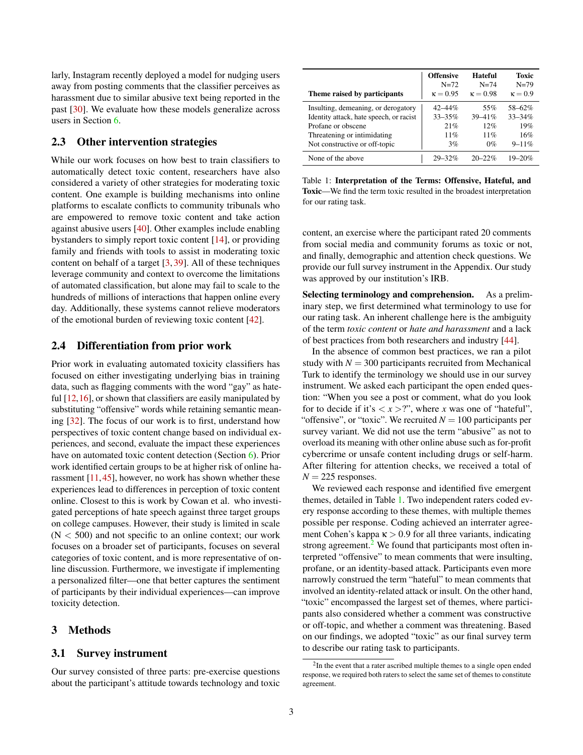larly, Instagram recently deployed a model for nudging users away from posting comments that the classifier perceives as harassment due to similar abusive text being reported in the past [30]. We evaluate how these models generalize across users in Section 6.

### 2.3 Other intervention strategies

While our work focuses on how best to train classifiers to automatically detect toxic content, researchers have also considered a variety of other strategies for moderating toxic content. One example is building mechanisms into online platforms to escalate conflicts to community tribunals who are empowered to remove toxic content and take action against abusive users [40]. Other examples include enabling bystanders to simply report toxic content [14], or providing family and friends with tools to assist in moderating toxic content on behalf of a target [3, 39]. All of these techniques leverage community and context to overcome the limitations of automated classification, but alone may fail to scale to the hundreds of millions of interactions that happen online every day. Additionally, these systems cannot relieve moderators of the emotional burden of reviewing toxic content [42].

### 2.4 Differentiation from prior work

Prior work in evaluating automated toxicity classifiers has focused on either investigating underlying bias in training data, such as flagging comments with the word "gay" as hateful [12, 16], or shown that classifiers are easily manipulated by substituting "offensive" words while retaining semantic meaning [32]. The focus of our work is to first, understand how perspectives of toxic content change based on individual experiences, and second, evaluate the impact these experiences have on automated toxic content detection (Section 6). Prior work identified certain groups to be at higher risk of online harassment [11, 45], however, no work has shown whether these experiences lead to differences in perception of toxic content online. Closest to this is work by Cowan et al. who investigated perceptions of hate speech against three target groups on college campuses. However, their study is limited in scale (N < 500) and not specific to an online context; our work focuses on a broader set of participants, focuses on several categories of toxic content, and is more representative of online discussion. Furthermore, we investigate if implementing a personalized filter—one that better captures the sentiment of participants by their individual experiences—can improve toxicity detection.

## 3 Methods

### 3.1 Survey instrument

Our survey consisted of three parts: pre-exercise questions about the participant's attitude towards technology and toxic content, an exercise where the participant rated 20 comments from social media and community forums as toxic or not, and finally, demographic and attention check questions. We provide our full survey instrument in the Appendix. Our study was approved by our institution's IRB.

| Theme raised by participants | **Offensive** N=72 $\kappa = 0.95$ | **Hateful** N=74 $\kappa = 0.98$ | **Toxic** N=79 $\kappa = 0.9$ |
|---|---|---|---|
| Insulting, demeaning, or derogatory | 42–44% | 55% | 58–62% |
| Identity attack, hate speech, or racist | 33–35% | 39–41% | 33–34% |
| Profane or obscene | 21% | 12% | 19% |
| Threatening or intimidating | 11% | 11% | 16% |
| Not constructive or off-topic | 3% | 0% | 9–11% |
| None of the above | 29–32% | 20–22% | 19–20% |

Table 1: **Interpretation of the Terms: Offensive, Hateful, and Toxic**—We find the term toxic resulted in the broadest interpretation for our rating task.

**Selecting terminology and comprehension.** As a preliminary step, we first determined what terminology to use for our rating task. An inherent challenge here is the ambiguity of the term *toxic content* or *hate and harassment* and a lack of best practices from both researchers and industry [44].

In the absence of common best practices, we ran a pilot study with $N = 300$ participants recruited from Mechanical Turk to identify the terminology we should use in our survey instrument. We asked each participant the open ended question: "When you see a post or comment, what do you look for to decide if it's $< x >$?", where $x$ was one of "hateful", "offensive", or "toxic". We recruited $N = 100$ participants per survey variant. We did not use the term "abusive" as not to overload its meaning with other online abuse such as for-profit cybercrime or unsafe content including drugs or self-harm. After filtering for attention checks, we received a total of $N = 225$ responses.

We reviewed each response and identified five emergent themes, detailed in Table 1. Two independent raters coded every response according to these themes, with multiple themes possible per response. Coding achieved an interrater agreement Cohen's kappa $\kappa > 0.9$ for all three variants, indicating strong agreement.[2] We found that participants most often interpreted "offensive" to mean comments that were insulting, profane, or an identity-based attack. Participants even more narrowly construed the term "hateful" to mean comments that involved an identity-related attack or insult. On the other hand, "toxic" encompassed the largest set of themes, where participants also considered whether a comment was constructive or off-topic, and whether a comment was threatening. Based on our findings, we adopted "toxic" as our final survey term to describe our rating task to participants.

[2] In the event that a rater ascribed multiple themes to a single open ended response, we required both raters to select the same set of themes to constitute agreement.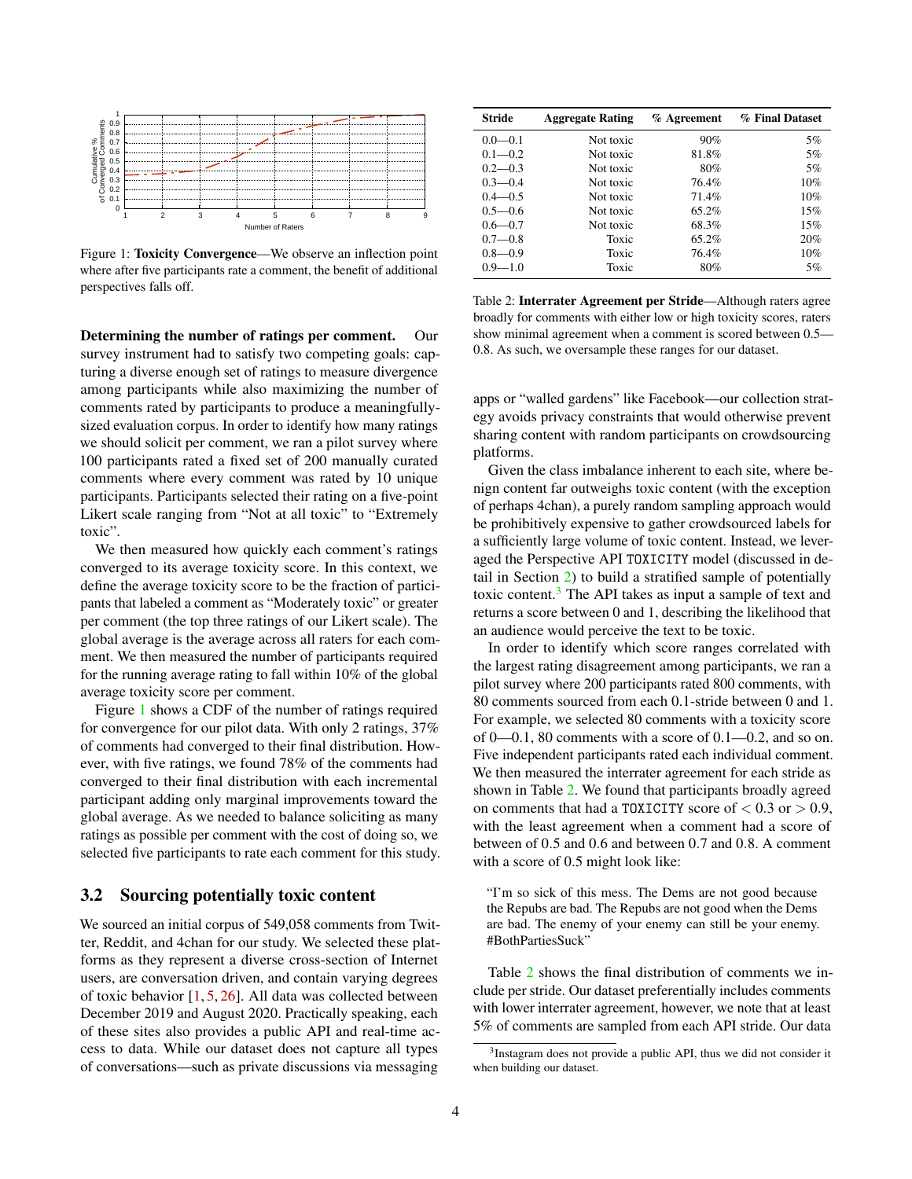1
0.9
0.8
0.7
0.6
0.5
0.4
0.3
0.2
0.1
0

Cumulative % of Converged Comments

1 2 3 4 5 6 7 8 9

Number of Raters

Figure 1: **Toxicity Convergence**—We observe an inflection point where after five participants rate a comment, the benefit of additional perspectives falls off.

**Determining the number of ratings per comment.** Our survey instrument had to satisfy two competing goals: capturing a diverse enough set of ratings to measure divergence among participants while also maximizing the number of comments rated by participants to produce a meaningfully-sized evaluation corpus. In order to identify how many ratings we should solicit per comment, we ran a pilot survey where 100 participants rated a fixed set of 200 manually curated comments where every comment was rated by 10 unique participants. Participants selected their rating on a five-point Likert scale ranging from "Not at all toxic" to "Extremely toxic".

We then measured how quickly each comment's ratings converged to its average toxicity score. In this context, we define the average toxicity score to be the fraction of participants that labeled a comment as "Moderately toxic" or greater per comment (the top three ratings of our Likert scale). The global average is the average across all raters for each comment. We then measured the number of participants required for the running average rating to fall within 10% of the global average toxicity score per comment.

Figure 1 shows a CDF of the number of ratings required for convergence for our pilot data. With only 2 ratings, 37% of comments had converged to their final distribution. However, with five ratings, we found 78% of the comments had converged to their final distribution with each incremental participant adding only marginal improvements toward the global average. As we needed to balance soliciting as many ratings as possible per comment with the cost of doing so, we selected five participants to rate each comment for this study.

## 3.2 Sourcing potentially toxic content

We sourced an initial corpus of 549,058 comments from Twitter, Reddit, and 4chan for our study. We selected these platforms as they represent a diverse cross-section of Internet users, are conversation driven, and contain varying degrees of toxic behavior [1, 5, 26]. All data was collected between December 2019 and August 2020. Practically speaking, each of these sites also provides a public API and real-time access to data. While our dataset does not capture all types of conversations—such as private discussions via messaging apps or "walled gardens" like Facebook—our collection strategy avoids privacy constraints that would otherwise prevent sharing content with random participants on crowdsourcing platforms.

| Stride | Aggregate Rating | % Agreement | % Final Dataset |
|---|---|---|---|
| 0.0—0.1 | Not toxic | 90% | 5% |
| 0.1—0.2 | Not toxic | 81.8% | 5% |
| 0.2—0.3 | Not toxic | 80% | 5% |
| 0.3—0.4 | Not toxic | 76.4% | 10% |
| 0.4—0.5 | Not toxic | 71.4% | 10% |
| 0.5—0.6 | Not toxic | 65.2% | 15% |
| 0.6—0.7 | Not toxic | 68.3% | 15% |
| 0.7—0.8 | Toxic | 65.2% | 20% |
| 0.8—0.9 | Toxic | 76.4% | 10% |
| 0.9—1.0 | Toxic | 80% | 5% |

Table 2: **Interrater Agreement per Stride**—Although raters agree broadly for comments with either low or high toxicity scores, raters show minimal agreement when a comment is scored between 0.5—0.8. As such, we oversample these ranges for our dataset.

Given the class imbalance inherent to each site, where benign content far outweighs toxic content (with the exception of perhaps 4chan), a purely random sampling approach would be prohibitively expensive to gather crowdsourced labels for a sufficiently large volume of toxic content. Instead, we leveraged the Perspective API `TOXICITY` model (discussed in detail in Section 2) to build a stratified sample of potentially toxic content.[3] The API takes as input a sample of text and returns a score between 0 and 1, describing the likelihood that an audience would perceive the text to be toxic.

In order to identify which score ranges correlated with the largest rating disagreement among participants, we ran a pilot survey where 200 participants rated 800 comments, with 80 comments sourced from each 0.1-stride between 0 and 1. For example, we selected 80 comments with a toxicity score of 0—0.1, 80 comments with a score of 0.1—0.2, and so on. Five independent participants rated each individual comment. We then measured the interrater agreement for each stride as shown in Table 2. We found that participants broadly agreed on comments that had a `TOXICITY` score of $< 0.3$ or $> 0.9$, with the least agreement when a comment had a score of between of 0.5 and 0.6 and between 0.7 and 0.8. A comment with a score of 0.5 might look like:

> "I'm so sick of this mess. The Dems are not good because the Repubs are bad. The Repubs are not good when the Dems are bad. The enemy of your enemy can still be your enemy. #BothPartiesSuck"

Table 2 shows the final distribution of comments we include per stride. Our dataset preferentially includes comments with lower interrater agreement, however, we note that at least 5% of comments are sampled from each API stride. Our data

[3] Instagram does not provide a public API, thus we did not consider it when building our dataset.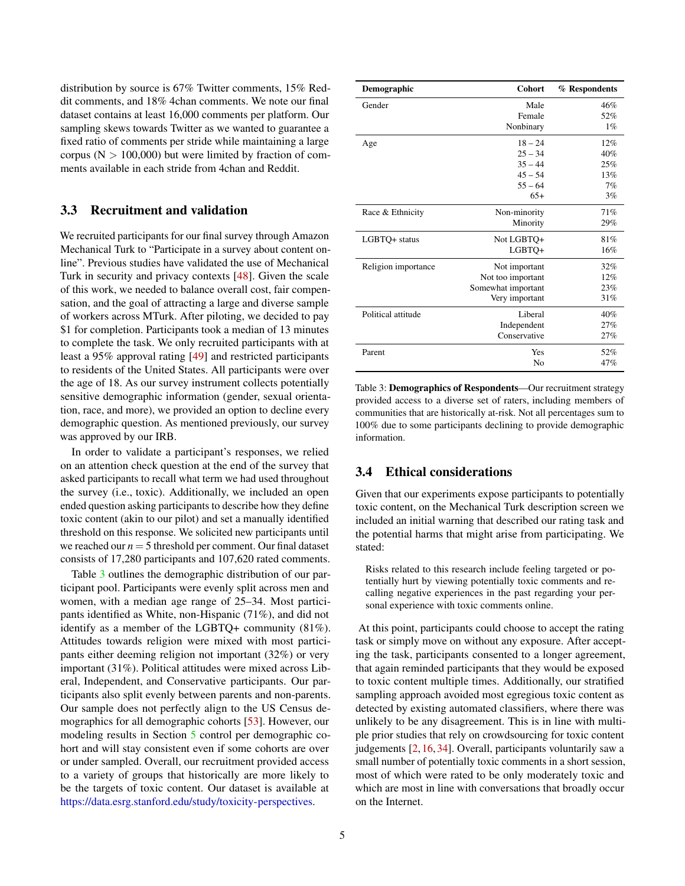distribution by source is 67% Twitter comments, 15% Reddit comments, and 18% 4chan comments. We note our final dataset contains at least 16,000 comments per platform. Our sampling skews towards Twitter as we wanted to guarantee a fixed ratio of comments per stride while maintaining a large corpus (N > 100,000) but were limited by fraction of comments available in each stride from 4chan and Reddit.

### 3.3 Recruitment and validation

We recruited participants for our final survey through Amazon Mechanical Turk to "Participate in a survey about content online". Previous studies have validated the use of Mechanical Turk in security and privacy contexts [48]. Given the scale of this work, we needed to balance overall cost, fair compensation, and the goal of attracting a large and diverse sample of workers across MTurk. After piloting, we decided to pay $1 for completion. Participants took a median of 13 minutes to complete the task. We only recruited participants with at least a 95% approval rating [49] and restricted participants to residents of the United States. All participants were over the age of 18. As our survey instrument collects potentially sensitive demographic information (gender, sexual orientation, race, and more), we provided an option to decline every demographic question. As mentioned previously, our survey was approved by our IRB.

In order to validate a participant's responses, we relied on an attention check question at the end of the survey that asked participants to recall what term we had used throughout the survey (i.e., toxic). Additionally, we included an open ended question asking participants to describe how they define toxic content (akin to our pilot) and set a manually identified threshold on this response. We solicited new participants until we reached our $n = 5$ threshold per comment. Our final dataset consists of 17,280 participants and 107,620 rated comments.

Table 3 outlines the demographic distribution of our participant pool. Participants were evenly split across men and women, with a median age range of 25–34. Most participants identified as White, non-Hispanic (71%), and did not identify as a member of the LGBTQ+ community (81%). Attitudes towards religion were mixed with most participants either deeming religion not important (32%) or very important (31%). Political attitudes were mixed across Liberal, Independent, and Conservative participants. Our participants also split evenly between parents and non-parents. Our sample does not perfectly align to the US Census demographics for all demographic cohorts [53]. However, our modeling results in Section 5 control per demographic cohort and will stay consistent even if some cohorts are over or under sampled. Overall, our recruitment provided access to a variety of groups that historically are more likely to be the targets of toxic content. Our dataset is available at https://data.esrg.stanford.edu/study/toxicity-perspectives.

| Demographic | Cohort | % Respondents |
|---|---|---|
| Gender | Male | 46% |
| | Female | 52% |
| | Nonbinary | 1% |
| Age | 18 – 24 | 12% |
| | 25 – 34 | 40% |
| | 35 – 44 | 25% |
| | 45 – 54 | 13% |
| | 55 – 64 | 7% |
| | 65+ | 3% |
| Race & Ethnicity | Non-minority | 71% |
| | Minority | 29% |
| LGBTQ+ status | Not LGBTQ+ | 81% |
| | LGBTQ+ | 16% |
| Religion importance | Not important | 32% |
| | Not too important | 12% |
| | Somewhat important | 23% |
| | Very important | 31% |
| Political attitude | Liberal | 40% |
| | Independent | 27% |
| | Conservative | 27% |
| Parent | Yes | 52% |
| | No | 47% |

Table 3: **Demographics of Respondents**—Our recruitment strategy provided access to a diverse set of raters, including members of communities that are historically at-risk. Not all percentages sum to 100% due to some participants declining to provide demographic information.

### 3.4 Ethical considerations

Given that our experiments expose participants to potentially toxic content, on the Mechanical Turk description screen we included an initial warning that described our rating task and the potential harms that might arise from participating. We stated:

> Risks related to this research include feeling targeted or potentially hurt by viewing potentially toxic comments and recalling negative experiences in the past regarding your personal experience with toxic comments online.

At this point, participants could choose to accept the rating task or simply move on without any exposure. After accepting the task, participants consented to a longer agreement, that again reminded participants that they would be exposed to toxic content multiple times. Additionally, our stratified sampling approach avoided most egregious toxic content as detected by existing automated classifiers, where there was unlikely to be any disagreement. This is in line with multiple prior studies that rely on crowdsourcing for toxic content judgements [2, 16, 34]. Overall, participants voluntarily saw a small number of potentially toxic comments in a short session, most of which were rated to be only moderately toxic and which are most in line with conversations that broadly occur on the Internet.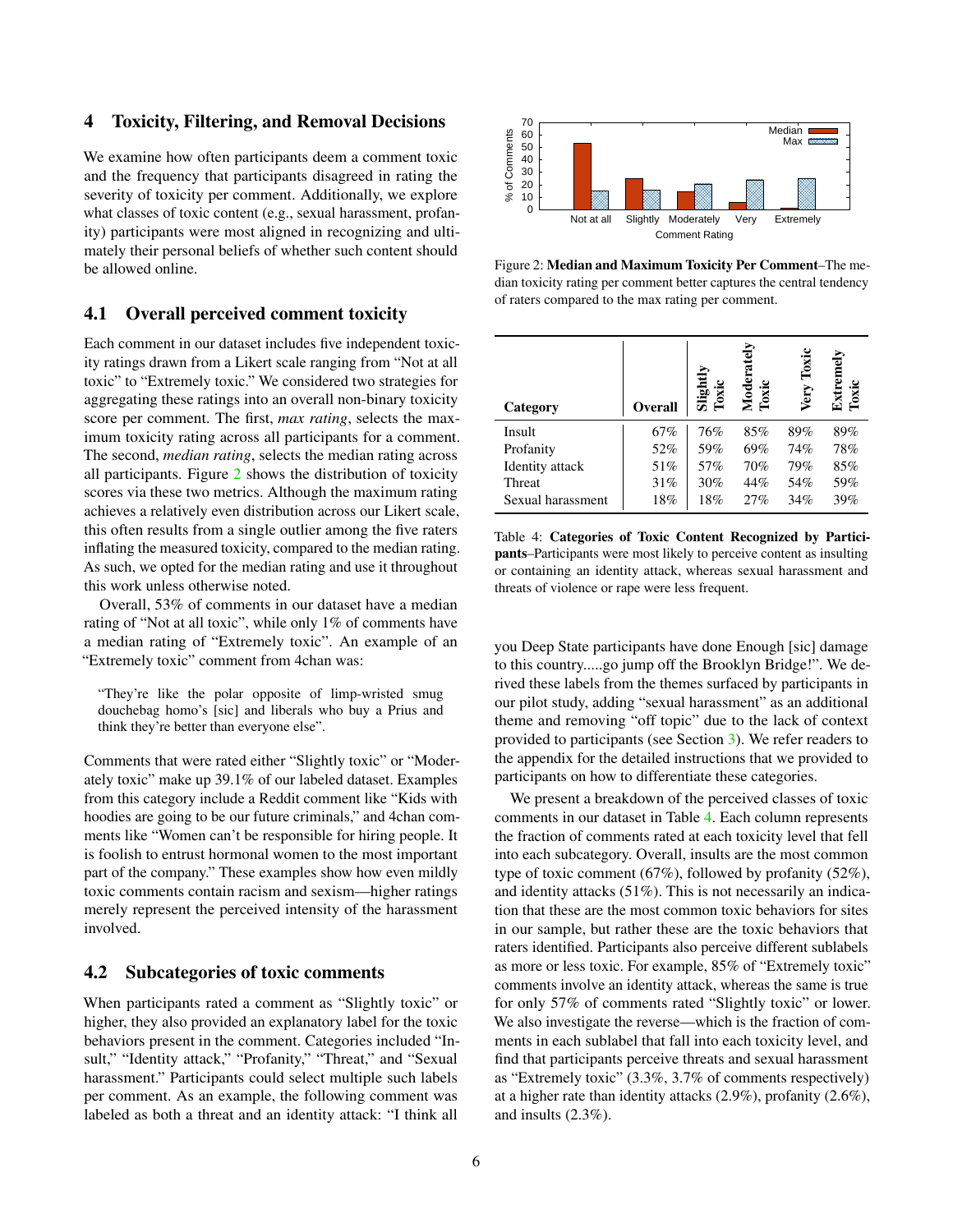## 4 Toxicity, Filtering, and Removal Decisions

We examine how often participants deem a comment toxic and the frequency that participants disagreed in rating the severity of toxicity per comment. Additionally, we explore what classes of toxic content (e.g., sexual harassment, profanity) participants were most aligned in recognizing and ultimately their personal beliefs of whether such content should be allowed online.

### 4.1 Overall perceived comment toxicity

Each comment in our dataset includes five independent toxicity ratings drawn from a Likert scale ranging from "Not at all toxic" to "Extremely toxic." We considered two strategies for aggregating these ratings into an overall non-binary toxicity score per comment. The first, *max rating*, selects the maximum toxicity rating across all participants for a comment. The second, *median rating*, selects the median rating across all participants. Figure 2 shows the distribution of toxicity scores via these two metrics. Although the maximum rating achieves a relatively even distribution across our Likert scale, this often results from a single outlier among the five raters inflating the measured toxicity, compared to the median rating. As such, we opted for the median rating and use it throughout this work unless otherwise noted.

Overall, 53% of comments in our dataset have a median rating of "Not at all toxic", while only 1% of comments have a median rating of "Extremely toxic". An example of an "Extremely toxic" comment from 4chan was:

> "They're like the polar opposite of limp-wristed smug douchebag homo's [sic] and liberals who buy a Prius and think they're better than everyone else".

Comments that were rated either "Slightly toxic" or "Moderately toxic" make up 39.1% of our labeled dataset. Examples from this category include a Reddit comment like "Kids with hoodies are going to be our future criminals," and 4chan comments like "Women can't be responsible for hiring people. It is foolish to entrust hormonal women to the most important part of the company." These examples show how even mildly toxic comments contain racism and sexism—higher ratings merely represent the perceived intensity of the harassment involved.

### 4.2 Subcategories of toxic comments

When participants rated a comment as "Slightly toxic" or higher, they also provided an explanatory label for the toxic behaviors present in the comment. Categories included "Insult," "Identity attack," "Profanity," "Threat," and "Sexual harassment." Participants could select multiple such labels per comment. As an example, the following comment was labeled as both a threat and an identity attack: "I think all you Deep State participants have done Enough [sic] damage to this country.....go jump off the Brooklyn Bridge!". We derived these labels from the themes surfaced by participants in our pilot study, adding "sexual harassment" as an additional theme and removing "off topic" due to the lack of context provided to participants (see Section 3). We refer readers to the appendix for the detailed instructions that we provided to participants on how to differentiate these categories.

We present a breakdown of the perceived classes of toxic comments in our dataset in Table 4. Each column represents the fraction of comments rated at each toxicity level that fell into each subcategory. Overall, insults are the most common type of toxic comment (67%), followed by profanity (52%), and identity attacks (51%). This is not necessarily an indication that these are the most common toxic behaviors for sites in our sample, but rather these are the toxic behaviors that raters identified. Participants also perceive different sublabels as more or less toxic. For example, 85% of "Extremely toxic" comments involve an identity attack, whereas the same is true for only 57% of comments rated "Slightly toxic" or lower. We also investigate the reverse—which is the fraction of comments in each sublabel that fall into each toxicity level, and find that participants perceive threats and sexual harassment as "Extremely toxic" (3.3%, 3.7% of comments respectively) at a higher rate than identity attacks (2.9%), profanity (2.6%), and insults (2.3%).

70
60
50
40
30
20
10
0
% of Comments
Median
Max
Not at all
Slightly
Moderately
Very
Extremely
Comment Rating

Figure 2: **Median and Maximum Toxicity Per Comment**–The median toxicity rating per comment better captures the central tendency of raters compared to the max rating per comment.

| Category | Overall | Slightly Toxic | Moderately Toxic | Very Toxic | Extremely Toxic |
|---|---|---|---|---|---|
| Insult | 67% | 76% | 85% | 89% | 89% |
| Profanity | 52% | 59% | 69% | 74% | 78% |
| Identity attack | 51% | 57% | 70% | 79% | 85% |
| Threat | 31% | 30% | 44% | 54% | 59% |
| Sexual harassment | 18% | 18% | 27% | 34% | 39% |

Table 4: **Categories of Toxic Content Recognized by Participants**–Participants were most likely to perceive content as insulting or containing an identity attack, whereas sexual harassment and threats of violence or rape were less frequent.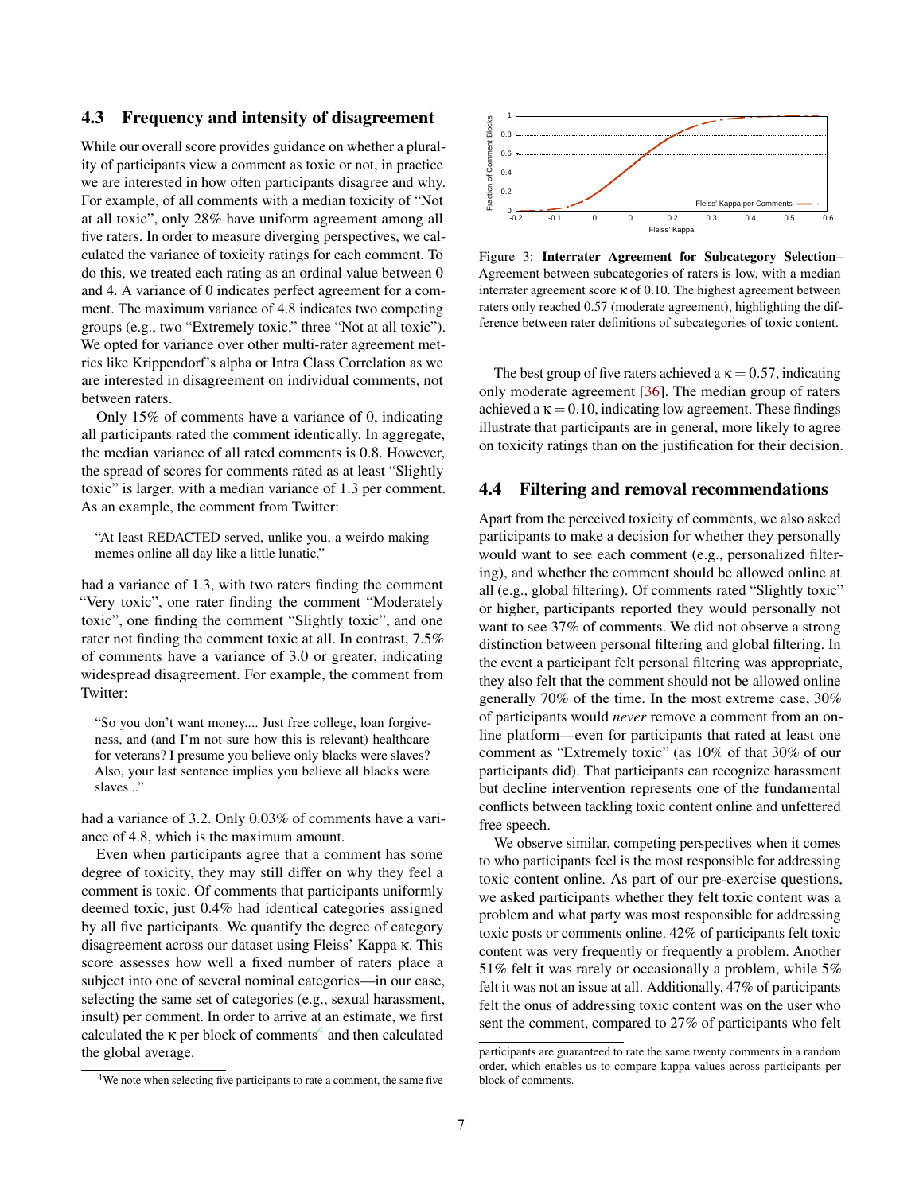### 4.3 Frequency and intensity of disagreement

While our overall score provides guidance on whether a plurality of participants view a comment as toxic or not, in practice we are interested in how often participants disagree and why. For example, of all comments with a median toxicity of "Not at all toxic", only 28% have uniform agreement among all five raters. In order to measure diverging perspectives, we calculated the variance of toxicity ratings for each comment. To do this, we treated each rating as an ordinal value between 0 and 4. A variance of 0 indicates perfect agreement for a comment. The maximum variance of 4.8 indicates two competing groups (e.g., two "Extremely toxic," three "Not at all toxic"). We opted for variance over other multi-rater agreement metrics like Krippendorf's alpha or Intra Class Correlation as we are interested in disagreement on individual comments, not between raters.

Only 15% of comments have a variance of 0, indicating all participants rated the comment identically. In aggregate, the median variance of all rated comments is 0.8. However, the spread of scores for comments rated as at least "Slightly toxic" is larger, with a median variance of 1.3 per comment. As an example, the comment from Twitter:

> "At least REDACTED served, unlike you, a weirdo making memes online all day like a little lunatic."

had a variance of 1.3, with two raters finding the comment "Very toxic", one rater finding the comment "Moderately toxic", one finding the comment "Slightly toxic", and one rater not finding the comment toxic at all. In contrast, 7.5% of comments have a variance of 3.0 or greater, indicating widespread disagreement. For example, the comment from Twitter:

> "So you don't want money.... Just free college, loan forgiveness, and (and I'm not sure how this is relevant) healthcare for veterans? I presume you believe only blacks were slaves? Also, your last sentence implies you believe all blacks were slaves..."

had a variance of 3.2. Only 0.03% of comments have a variance of 4.8, which is the maximum amount.

Even when participants agree that a comment has some degree of toxicity, they may still differ on why they feel a comment is toxic. Of comments that participants uniformly deemed toxic, just 0.4% had identical categories assigned by all five participants. We quantify the degree of category disagreement across our dataset using Fleiss' Kappa $\kappa$. This score assesses how well a fixed number of raters place a subject into one of several nominal categories—in our case, selecting the same set of categories (e.g., sexual harassment, insult) per comment. In order to arrive at an estimate, we first calculated the $\kappa$ per block of comments[4] and then calculated the global average.

[4] We note when selecting five participants to rate a comment, the same five participants are guaranteed to rate the same twenty comments in a random order, which enables us to compare kappa values across participants per block of comments.

Fraction of Comment Blocks
1
0.8
0.6
0.4
0.2
0
-0.2 -0.1 0 0.1 0.2 0.3 0.4 0.5 0.6
Fleiss' Kappa
Fleiss' Kappa per Comments

Figure 3: **Interrater Agreement for Subcategory Selection**– Agreement between subcategories of raters is low, with a median interrater agreement score $\kappa$ of 0.10. The highest agreement between raters only reached 0.57 (moderate agreement), highlighting the difference between rater definitions of subcategories of toxic content.

The best group of five raters achieved a $\kappa = 0.57$, indicating only moderate agreement [36]. The median group of raters achieved a $\kappa = 0.10$, indicating low agreement. These findings illustrate that participants are in general, more likely to agree on toxicity ratings than on the justification for their decision.

### 4.4 Filtering and removal recommendations

Apart from the perceived toxicity of comments, we also asked participants to make a decision for whether they personally would want to see each comment (e.g., personalized filtering), and whether the comment should be allowed online at all (e.g., global filtering). Of comments rated "Slightly toxic" or higher, participants reported they would personally not want to see 37% of comments. We did not observe a strong distinction between personal filtering and global filtering. In the event a participant felt personal filtering was appropriate, they also felt that the comment should not be allowed online generally 70% of the time. In the most extreme case, 30% of participants would *never* remove a comment from an online platform—even for participants that rated at least one comment as "Extremely toxic" (as 10% of that 30% of our participants did). That participants can recognize harassment but decline intervention represents one of the fundamental conflicts between tackling toxic content online and unfettered free speech.

We observe similar, competing perspectives when it comes to who participants feel is the most responsible for addressing toxic content online. As part of our pre-exercise questions, we asked participants whether they felt toxic content was a problem and what party was most responsible for addressing toxic posts or comments online. 42% of participants felt toxic content was very frequently or frequently a problem. Another 51% felt it was rarely or occasionally a problem, while 5% felt it was not an issue at all. Additionally, 47% of participants felt the onus of addressing toxic content was on the user who sent the comment, compared to 27% of participants who felt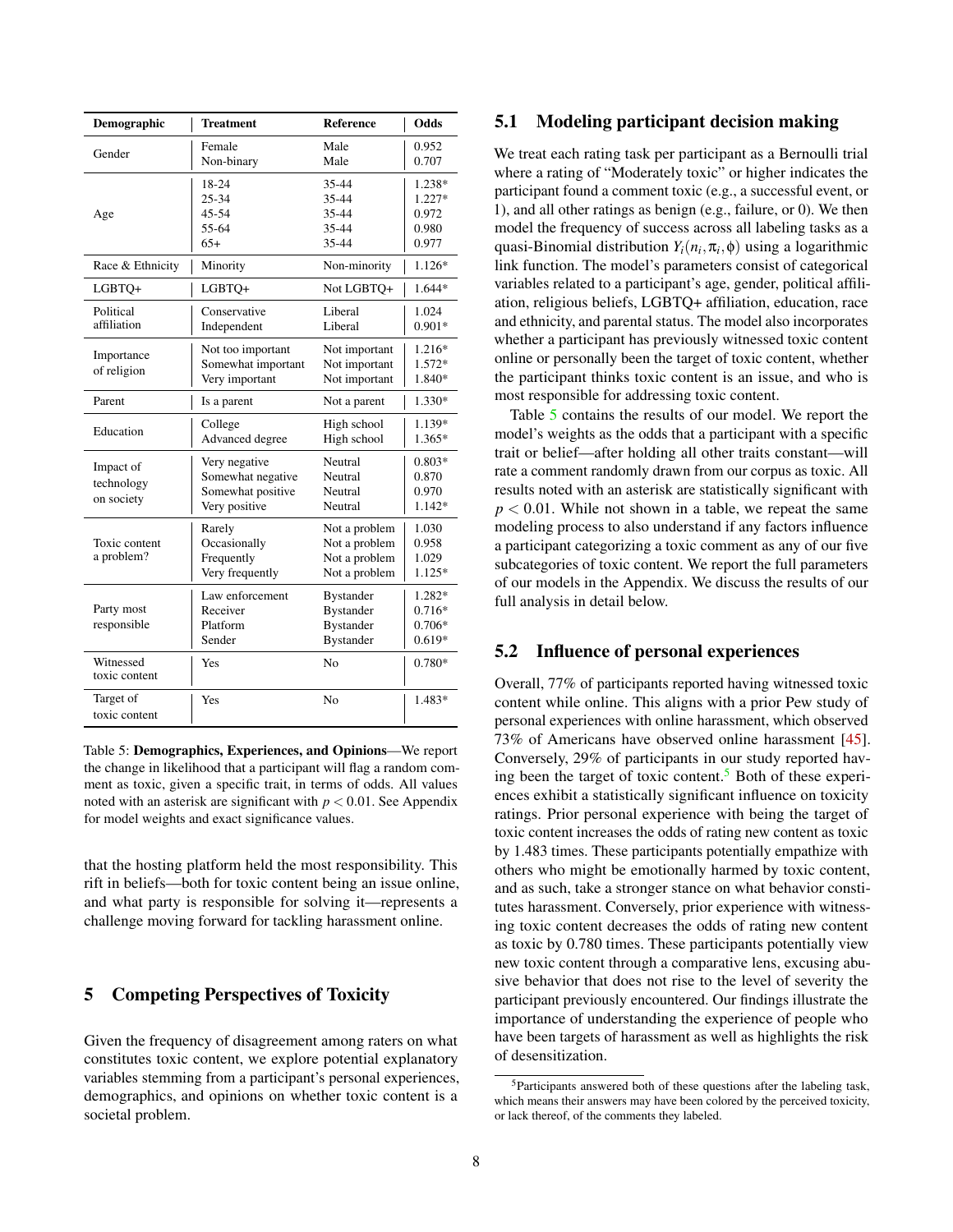| Demographic | Treatment | Reference | Odds |
|---|---|---|---|
| Gender | Female | Male | 0.952 |
| | Non-binary | Male | 0.707 |
| Age | 18-24 | 35-44 | 1.238* |
| | 25-34 | 35-44 | 1.227* |
| | 45-54 | 35-44 | 0.972 |
| | 55-64 | 35-44 | 0.980 |
| | 65+ | 35-44 | 0.977 |
| Race & Ethnicity | Minority | Non-minority | 1.126* |
| LGBTQ+ | LGBTQ+ | Not LGBTQ+ | 1.644* |
| Political affiliation | Conservative | Liberal | 1.024 |
| | Independent | Liberal | 0.901* |
| Importance of religion | Not too important | Not important | 1.216* |
| | Somewhat important | Not important | 1.572* |
| | Very important | Not important | 1.840* |
| Parent | Is a parent | Not a parent | 1.330* |
| Education | College | High school | 1.139* |
| | Advanced degree | High school | 1.365* |
| Impact of technology on society | Very negative | Neutral | 0.803* |
| | Somewhat negative | Neutral | 0.870 |
| | Somewhat positive | Neutral | 0.970 |
| | Very positive | Neutral | 1.142* |
| Toxic content a problem? | Rarely | Not a problem | 1.030 |
| | Occasionally | Not a problem | 0.958 |
| | Frequently | Not a problem | 1.029 |
| | Very frequently | Not a problem | 1.125* |
| Party most responsible | Law enforcement | Bystander | 1.282* |
| | Receiver | Bystander | 0.716* |
| | Platform | Bystander | 0.706* |
| | Sender | Bystander | 0.619* |
| Witnessed toxic content | Yes | No | 0.780* |
| Target of toxic content | Yes | No | 1.483* |

Table 5: **Demographics, Experiences, and Opinions**—We report the change in likelihood that a participant will flag a random comment as toxic, given a specific trait, in terms of odds. All values noted with an asterisk are significant with $p < 0.01$. See Appendix for model weights and exact significance values.

that the hosting platform held the most responsibility. This rift in beliefs—both for toxic content being an issue online, and what party is responsible for solving it—represents a challenge moving forward for tackling harassment online.

# 5 Competing Perspectives of Toxicity

Given the frequency of disagreement among raters on what constitutes toxic content, we explore potential explanatory variables stemming from a participant's personal experiences, demographics, and opinions on whether toxic content is a societal problem.

## 5.1 Modeling participant decision making

We treat each rating task per participant as a Bernoulli trial where a rating of "Moderately toxic" or higher indicates the participant found a comment toxic (e.g., a successful event, or 1), and all other ratings as benign (e.g., failure, or 0). We then model the frequency of success across all labeling tasks as a quasi-Binomial distribution $Y_i(n_i, \pi_i, \phi)$ using a logarithmic link function. The model's parameters consist of categorical variables related to a participant's age, gender, political affiliation, religious beliefs, LGBTQ+ affiliation, education, race and ethnicity, and parental status. The model also incorporates whether a participant has previously witnessed toxic content online or personally been the target of toxic content, whether the participant thinks toxic content is an issue, and who is most responsible for addressing toxic content.

Table 5 contains the results of our model. We report the model's weights as the odds that a participant with a specific trait or belief—after holding all other traits constant—will rate a comment randomly drawn from our corpus as toxic. All results noted with an asterisk are statistically significant with $p < 0.01$. While not shown in a table, we repeat the same modeling process to also understand if any factors influence a participant categorizing a toxic comment as any of our five subcategories of toxic content. We report the full parameters of our models in the Appendix. We discuss the results of our full analysis in detail below.

## 5.2 Influence of personal experiences

Overall, 77% of participants reported having witnessed toxic content while online. This aligns with a prior Pew study of personal experiences with online harassment, which observed 73% of Americans have observed online harassment [45]. Conversely, 29% of participants in our study reported having been the target of toxic content.[5] Both of these experiences exhibit a statistically significant influence on toxicity ratings. Prior personal experience with being the target of toxic content increases the odds of rating new content as toxic by 1.483 times. These participants potentially empathize with others who might be emotionally harmed by toxic content, and as such, take a stronger stance on what behavior constitutes harassment. Conversely, prior experience with witnessing toxic content decreases the odds of rating new content as toxic by 0.780 times. These participants potentially view new toxic content through a comparative lens, excusing abusive behavior that does not rise to the level of severity the participant previously encountered. Our findings illustrate the importance of understanding the experience of people who have been targets of harassment as well as highlights the risk of desensitization.

[5]Participants answered both of these questions after the labeling task, which means their answers may have been colored by the perceived toxicity, or lack thereof, of the comments they labeled.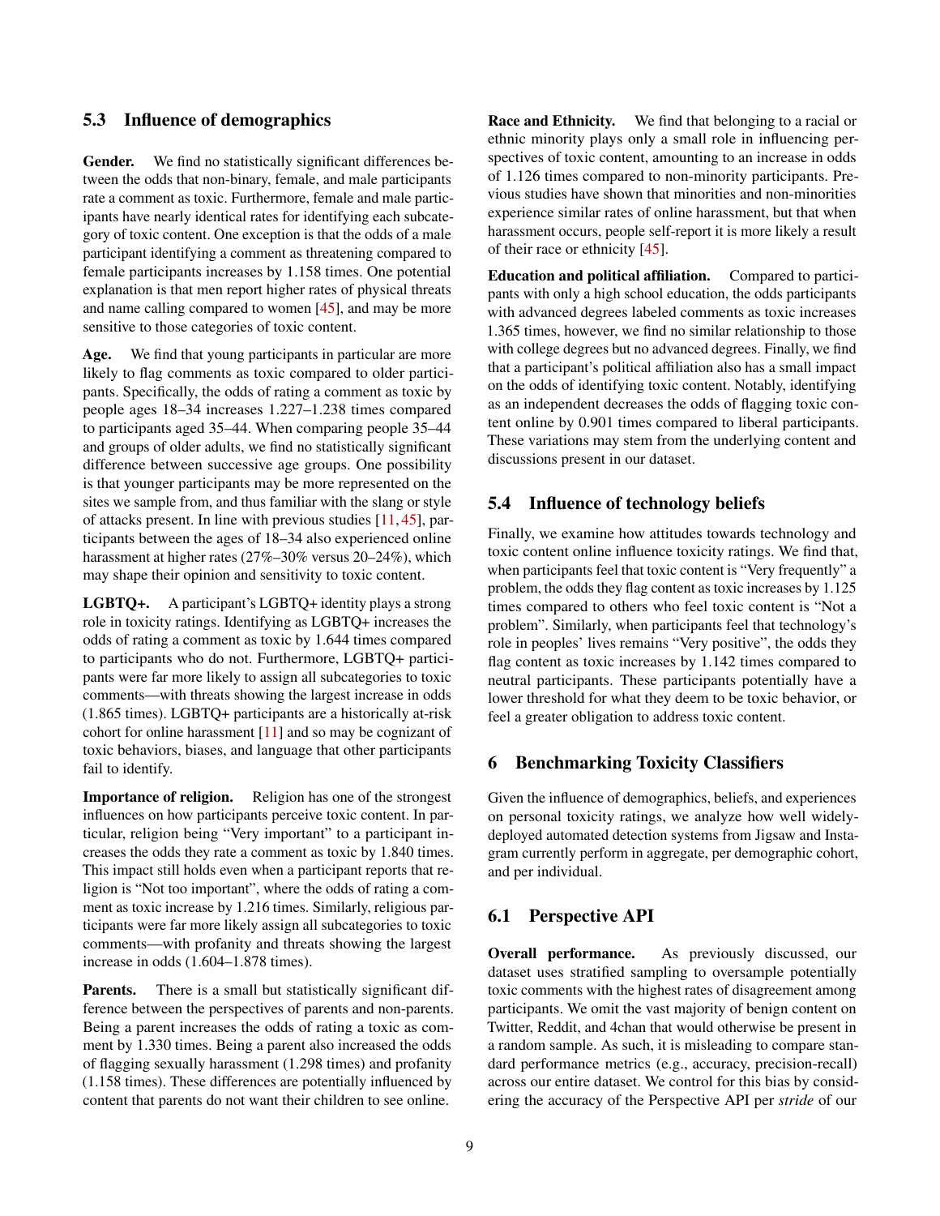### 5.3 Influence of demographics

**Gender.** We find no statistically significant differences between the odds that non-binary, female, and male participants rate a comment as toxic. Furthermore, female and male participants have nearly identical rates for identifying each subcategory of toxic content. One exception is that the odds of a male participant identifying a comment as threatening compared to female participants increases by 1.158 times. One potential explanation is that men report higher rates of physical threats and name calling compared to women [45], and may be more sensitive to those categories of toxic content.

**Age.** We find that young participants in particular are more likely to flag comments as toxic compared to older participants. Specifically, the odds of rating a comment as toxic by people ages 18–34 increases 1.227–1.238 times compared to participants aged 35–44. When comparing people 35–44 and groups of older adults, we find no statistically significant difference between successive age groups. One possibility is that younger participants may be more represented on the sites we sample from, and thus familiar with the slang or style of attacks present. In line with previous studies [11, 45], participants between the ages of 18–34 also experienced online harassment at higher rates (27%–30% versus 20–24%), which may shape their opinion and sensitivity to toxic content.

**LGBTQ+.** A participant's LGBTQ+ identity plays a strong role in toxicity ratings. Identifying as LGBTQ+ increases the odds of rating a comment as toxic by 1.644 times compared to participants who do not. Furthermore, LGBTQ+ participants were far more likely to assign all subcategories to toxic comments—with threats showing the largest increase in odds (1.865 times). LGBTQ+ participants are a historically at-risk cohort for online harassment [11] and so may be cognizant of toxic behaviors, biases, and language that other participants fail to identify.

**Importance of religion.** Religion has one of the strongest influences on how participants perceive toxic content. In particular, religion being "Very important" to a participant increases the odds they rate a comment as toxic by 1.840 times. This impact still holds even when a participant reports that religion is "Not too important", where the odds of rating a comment as toxic increase by 1.216 times. Similarly, religious participants were far more likely assign all subcategories to toxic comments—with profanity and threats showing the largest increase in odds (1.604–1.878 times).

**Parents.** There is a small but statistically significant difference between the perspectives of parents and non-parents. Being a parent increases the odds of rating a toxic as comment by 1.330 times. Being a parent also increased the odds of flagging sexually harassment (1.298 times) and profanity (1.158 times). These differences are potentially influenced by content that parents do not want their children to see online.

**Race and Ethnicity.** We find that belonging to a racial or ethnic minority plays only a small role in influencing perspectives of toxic content, amounting to an increase in odds of 1.126 times compared to non-minority participants. Previous studies have shown that minorities and non-minorities experience similar rates of online harassment, but that when harassment occurs, people self-report it is more likely a result of their race or ethnicity [45].

**Education and political affiliation.** Compared to participants with only a high school education, the odds participants with advanced degrees labeled comments as toxic increases 1.365 times, however, we find no similar relationship to those with college degrees but no advanced degrees. Finally, we find that a participant's political affiliation also has a small impact on the odds of identifying toxic content. Notably, identifying as an independent decreases the odds of flagging toxic content online by 0.901 times compared to liberal participants. These variations may stem from the underlying content and discussions present in our dataset.

### 5.4 Influence of technology beliefs

Finally, we examine how attitudes towards technology and toxic content online influence toxicity ratings. We find that, when participants feel that toxic content is "Very frequently" a problem, the odds they flag content as toxic increases by 1.125 times compared to others who feel toxic content is "Not a problem". Similarly, when participants feel that technology's role in peoples' lives remains "Very positive", the odds they flag content as toxic increases by 1.142 times compared to neutral participants. These participants potentially have a lower threshold for what they deem to be toxic behavior, or feel a greater obligation to address toxic content.

## 6 Benchmarking Toxicity Classifiers

Given the influence of demographics, beliefs, and experiences on personal toxicity ratings, we analyze how well widely-deployed automated detection systems from Jigsaw and Instagram currently perform in aggregate, per demographic cohort, and per individual.

### 6.1 Perspective API

**Overall performance.** As previously discussed, our dataset uses stratified sampling to oversample potentially toxic comments with the highest rates of disagreement among participants. We omit the vast majority of benign content on Twitter, Reddit, and 4chan that would otherwise be present in a random sample. As such, it is misleading to compare standard performance metrics (e.g., accuracy, precision-recall) across our entire dataset. We control for this bias by considering the accuracy of the Perspective API per *stride* of our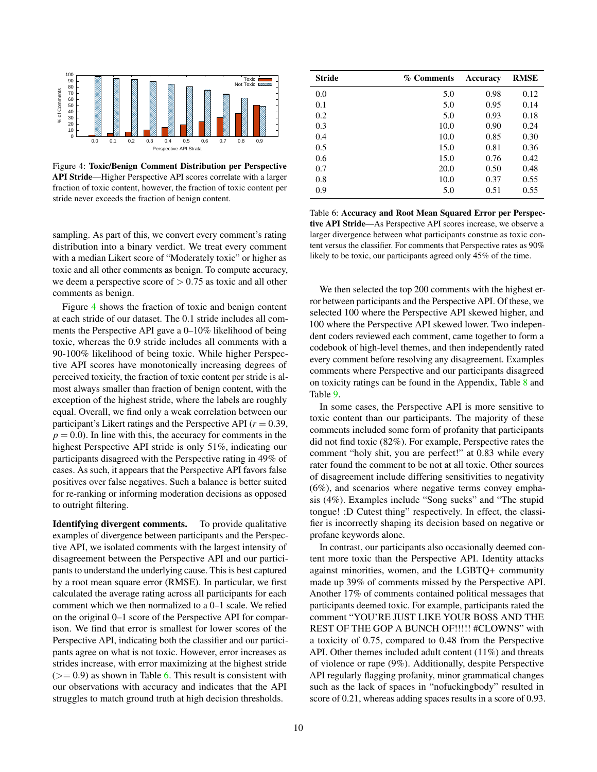100
90
80
70
60
50
40
30
20
10
0

% of Comments

Toxic
Not Toxic

0.0 0.1 0.2 0.3 0.4 0.5 0.6 0.7 0.8 0.9

Perspective API Strata

Figure 4: **Toxic/Benign Comment Distribution per Perspective API Stride**—Higher Perspective API scores correlate with a larger fraction of toxic content, however, the fraction of toxic content per stride never exceeds the fraction of benign content.

sampling. As part of this, we convert every comment's rating distribution into a binary verdict. We treat every comment with a median Likert score of "Moderately toxic" or higher as toxic and all other comments as benign. To compute accuracy, we deem a perspective score of $> 0.75$ as toxic and all other comments as benign.

Figure 4 shows the fraction of toxic and benign content at each stride of our dataset. The 0.1 stride includes all comments the Perspective API gave a 0–10% likelihood of being toxic, whereas the 0.9 stride includes all comments with a 90-100% likelihood of being toxic. While higher Perspective API scores have monotonically increasing degrees of perceived toxicity, the fraction of toxic content per stride is almost always smaller than fraction of benign content, with the exception of the highest stride, where the labels are roughly equal. Overall, we find only a weak correlation between our participant's Likert ratings and the Perspective API ($r = 0.39$, $p = 0.0$). In line with this, the accuracy for comments in the highest Perspective API stride is only 51%, indicating our participants disagreed with the Perspective rating in 49% of cases. As such, it appears that the Perspective API favors false positives over false negatives. Such a balance is better suited for re-ranking or informing moderation decisions as opposed to outright filtering.

**Identifying divergent comments.** To provide qualitative examples of divergence between participants and the Perspective API, we isolated comments with the largest intensity of disagreement between the Perspective API and our participants to understand the underlying cause. This is best captured by a root mean square error (RMSE). In particular, we first calculated the average rating across all participants for each comment which we then normalized to a 0–1 scale. We relied on the original 0–1 score of the Perspective API for comparison. We find that error is smallest for lower scores of the Perspective API, indicating both the classifier and our participants agree on what is not toxic. However, error increases as strides increase, with error maximizing at the highest stride ($>= 0.9$) as shown in Table 6. This result is consistent with our observations with accuracy and indicates that the API struggles to match ground truth at high decision thresholds.

| Stride | % Comments | Accuracy | RMSE |
|---|---|---|---|
| 0.0 | 5.0 | 0.98 | 0.12 |
| 0.1 | 5.0 | 0.95 | 0.14 |
| 0.2 | 5.0 | 0.93 | 0.18 |
| 0.3 | 10.0 | 0.90 | 0.24 |
| 0.4 | 10.0 | 0.85 | 0.30 |
| 0.5 | 15.0 | 0.81 | 0.36 |
| 0.6 | 15.0 | 0.76 | 0.42 |
| 0.7 | 20.0 | 0.50 | 0.48 |
| 0.8 | 10.0 | 0.37 | 0.55 |
| 0.9 | 5.0 | 0.51 | 0.55 |

Table 6: **Accuracy and Root Mean Squared Error per Perspective API Stride**—As Perspective API scores increase, we observe a larger divergence between what participants construe as toxic content versus the classifier. For comments that Perspective rates as 90% likely to be toxic, our participants agreed only 45% of the time.

We then selected the top 200 comments with the highest error between participants and the Perspective API. Of these, we selected 100 where the Perspective API skewed higher, and 100 where the Perspective API skewed lower. Two independent coders reviewed each comment, came together to form a codebook of high-level themes, and then independently rated every comment before resolving any disagreement. Examples comments where Perspective and our participants disagreed on toxicity ratings can be found in the Appendix, Table 8 and Table 9.

In some cases, the Perspective API is more sensitive to toxic content than our participants. The majority of these comments included some form of profanity that participants did not find toxic (82%). For example, Perspective rates the comment "holy shit, you are perfect!" at 0.83 while every rater found the comment to be not at all toxic. Other sources of disagreement include differing sensitivities to negativity (6%), and scenarios where negative terms convey emphasis (4%). Examples include "Song sucks" and "The stupid tongue! :D Cutest thing" respectively. In effect, the classifier is incorrectly shaping its decision based on negative or profane keywords alone.

In contrast, our participants also occasionally deemed content more toxic than the Perspective API. Identity attacks against minorities, women, and the LGBTQ+ community made up 39% of comments missed by the Perspective API. Another 17% of comments contained political messages that participants deemed toxic. For example, participants rated the comment "YOU'RE JUST LIKE YOUR BOSS AND THE REST OF THE GOP A BUNCH OF!!!!! #CLOWNS" with a toxicity of 0.75, compared to 0.48 from the Perspective API. Other themes included adult content (11%) and threats of violence or rape (9%). Additionally, despite Perspective API regularly flagging profanity, minor grammatical changes such as the lack of spaces in "nofuckingbody" resulted in score of 0.21, whereas adding spaces results in a score of 0.93.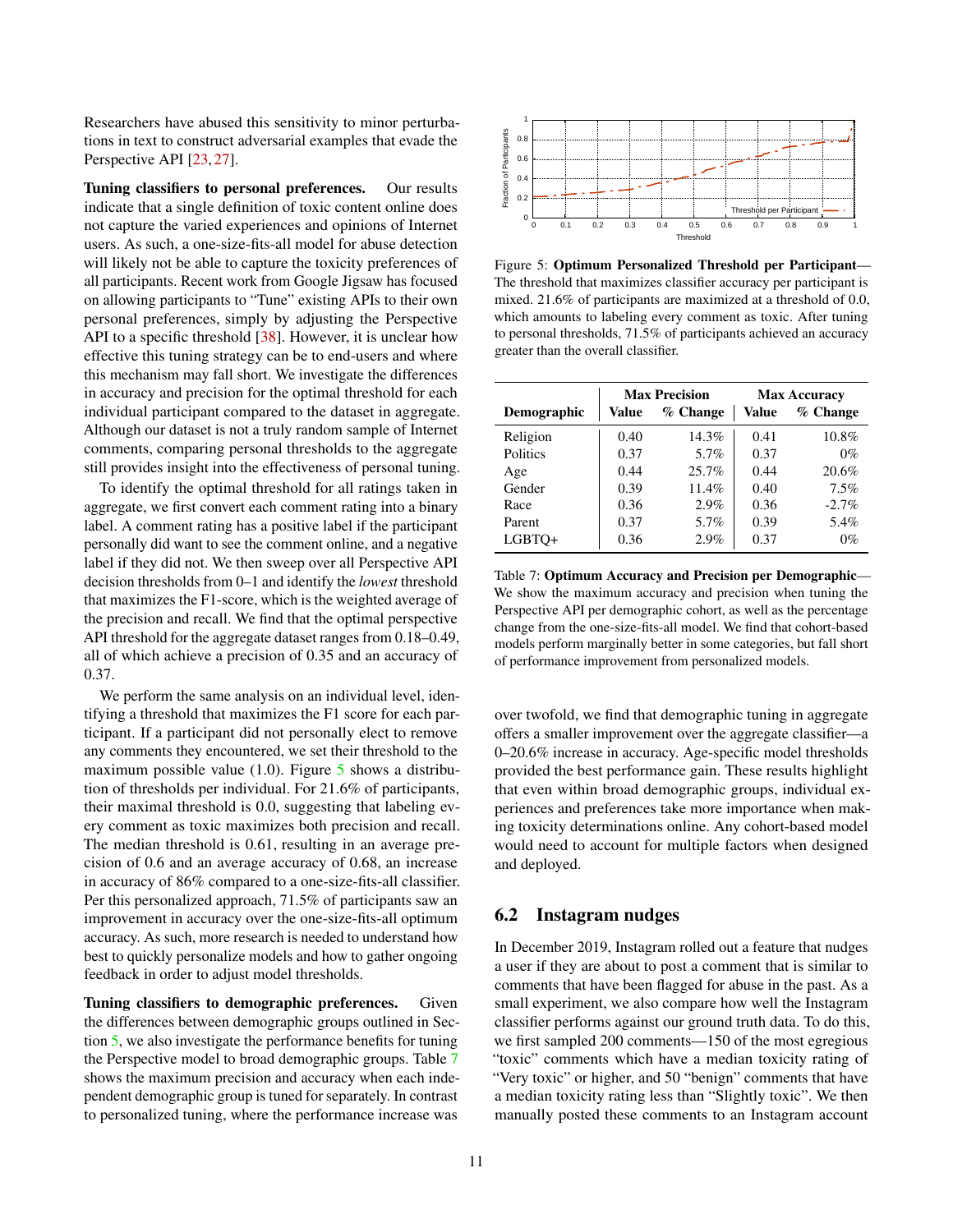Researchers have abused this sensitivity to minor perturbations in text to construct adversarial examples that evade the Perspective API [23, 27].

**Tuning classifiers to personal preferences.** Our results indicate that a single definition of toxic content online does not capture the varied experiences and opinions of Internet users. As such, a one-size-fits-all model for abuse detection will likely not be able to capture the toxicity preferences of all participants. Recent work from Google Jigsaw has focused on allowing participants to "Tune" existing APIs to their own personal preferences, simply by adjusting the Perspective API to a specific threshold [38]. However, it is unclear how effective this tuning strategy can be to end-users and where this mechanism may fall short. We investigate the differences in accuracy and precision for the optimal threshold for each individual participant compared to the dataset in aggregate. Although our dataset is not a truly random sample of Internet comments, comparing personal thresholds to the aggregate still provides insight into the effectiveness of personal tuning.

To identify the optimal threshold for all ratings taken in aggregate, we first convert each comment rating into a binary label. A comment rating has a positive label if the participant personally did want to see the comment online, and a negative label if they did not. We then sweep over all Perspective API decision thresholds from 0–1 and identify the *lowest* threshold that maximizes the F1-score, which is the weighted average of the precision and recall. We find that the optimal perspective API threshold for the aggregate dataset ranges from 0.18–0.49, all of which achieve a precision of 0.35 and an accuracy of 0.37.

We perform the same analysis on an individual level, identifying a threshold that maximizes the F1 score for each participant. If a participant did not personally elect to remove any comments they encountered, we set their threshold to the maximum possible value (1.0). Figure 5 shows a distribution of thresholds per individual. For 21.6% of participants, their maximal threshold is 0.0, suggesting that labeling every comment as toxic maximizes both precision and recall. The median threshold is 0.61, resulting in an average precision of 0.6 and an average accuracy of 0.68, an increase in accuracy of 86% compared to a one-size-fits-all classifier. Per this personalized approach, 71.5% of participants saw an improvement in accuracy over the one-size-fits-all optimum accuracy. As such, more research is needed to understand how best to quickly personalize models and how to gather ongoing feedback in order to adjust model thresholds.

**Tuning classifiers to demographic preferences.** Given the differences between demographic groups outlined in Section 5, we also investigate the performance benefits for tuning the Perspective model to broad demographic groups. Table 7 shows the maximum precision and accuracy when each independent demographic group is tuned for separately. In contrast to personalized tuning, where the performance increase was over twofold, we find that demographic tuning in aggregate offers a smaller improvement over the aggregate classifier—a 0–20.6% increase in accuracy. Age-specific model thresholds provided the best performance gain. These results highlight that even within broad demographic groups, individual experiences and preferences take more importance when making toxicity determinations online. Any cohort-based model would need to account for multiple factors when designed and deployed.

Figure 5: **Optimum Personalized Threshold per Participant**—The threshold that maximizes classifier accuracy per participant is mixed. 21.6% of participants are maximized at a threshold of 0.0, which amounts to labeling every comment as toxic. After tuning to personal thresholds, 71.5% of participants achieved an accuracy greater than the overall classifier.

| Demographic | Max Precision | | Max Accuracy | |
|---|---|---|---|---|
| | Value | % Change | Value | % Change |
| Religion | 0.40 | 14.3% | 0.41 | 10.8% |
| Politics | 0.37 | 5.7% | 0.37 | 0% |
| Age | 0.44 | 25.7% | 0.44 | 20.6% |
| Gender | 0.39 | 11.4% | 0.40 | 7.5% |
| Race | 0.36 | 2.9% | 0.36 | -2.7% |
| Parent | 0.37 | 5.7% | 0.39 | 5.4% |
| LGBTQ+ | 0.36 | 2.9% | 0.37 | 0% |

Table 7: **Optimum Accuracy and Precision per Demographic**—We show the maximum accuracy and precision when tuning the Perspective API per demographic cohort, as well as the percentage change from the one-size-fits-all model. We find that cohort-based models perform marginally better in some categories, but fall short of performance improvement from personalized models.

## 6.2 Instagram nudges

In December 2019, Instagram rolled out a feature that nudges a user if they are about to post a comment that is similar to comments that have been flagged for abuse in the past. As a small experiment, we also compare how well the Instagram classifier performs against our ground truth data. To do this, we first sampled 200 comments—150 of the most egregious "toxic" comments which have a median toxicity rating of "Very toxic" or higher, and 50 "benign" comments that have a median toxicity rating less than "Slightly toxic". We then manually posted these comments to an Instagram account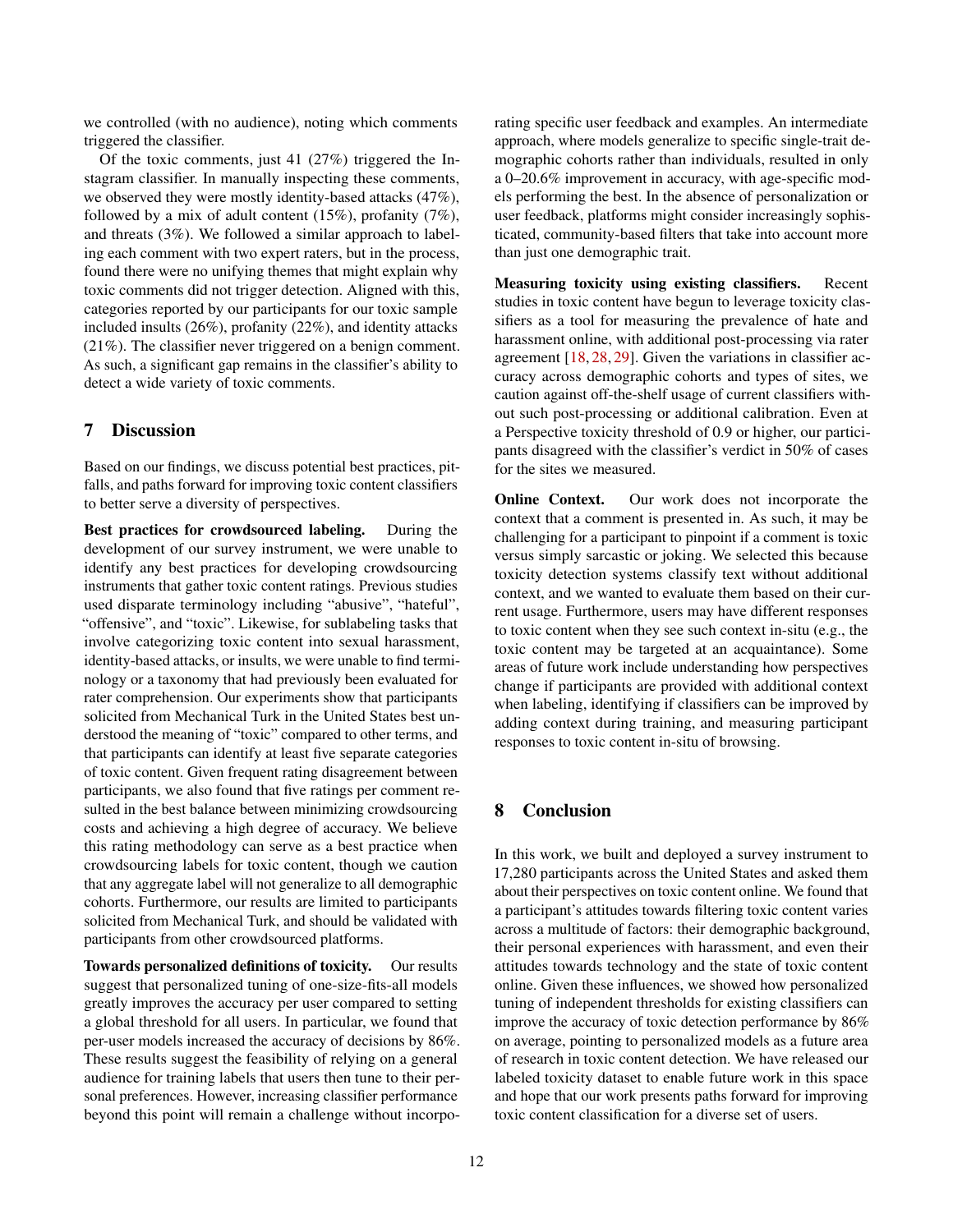we controlled (with no audience), noting which comments triggered the classifier.

Of the toxic comments, just 41 (27%) triggered the Instagram classifier. In manually inspecting these comments, we observed they were mostly identity-based attacks (47%), followed by a mix of adult content (15%), profanity (7%), and threats (3%). We followed a similar approach to labeling each comment with two expert raters, but in the process, found there were no unifying themes that might explain why toxic comments did not trigger detection. Aligned with this, categories reported by our participants for our toxic sample included insults (26%), profanity (22%), and identity attacks (21%). The classifier never triggered on a benign comment. As such, a significant gap remains in the classifier's ability to detect a wide variety of toxic comments.

## 7 Discussion

Based on our findings, we discuss potential best practices, pitfalls, and paths forward for improving toxic content classifiers to better serve a diversity of perspectives.

**Best practices for crowdsourced labeling.** During the development of our survey instrument, we were unable to identify any best practices for developing crowdsourcing instruments that gather toxic content ratings. Previous studies used disparate terminology including "abusive", "hateful", "offensive", and "toxic". Likewise, for sublabeling tasks that involve categorizing toxic content into sexual harassment, identity-based attacks, or insults, we were unable to find terminology or a taxonomy that had previously been evaluated for rater comprehension. Our experiments show that participants solicited from Mechanical Turk in the United States best understood the meaning of "toxic" compared to other terms, and that participants can identify at least five separate categories of toxic content. Given frequent rating disagreement between participants, we also found that five ratings per comment resulted in the best balance between minimizing crowdsourcing costs and achieving a high degree of accuracy. We believe this rating methodology can serve as a best practice when crowdsourcing labels for toxic content, though we caution that any aggregate label will not generalize to all demographic cohorts. Furthermore, our results are limited to participants solicited from Mechanical Turk, and should be validated with participants from other crowdsourced platforms.

**Towards personalized definitions of toxicity.** Our results suggest that personalized tuning of one-size-fits-all models greatly improves the accuracy per user compared to setting a global threshold for all users. In particular, we found that per-user models increased the accuracy of decisions by 86%. These results suggest the feasibility of relying on a general audience for training labels that users then tune to their personal preferences. However, increasing classifier performance beyond this point will remain a challenge without incorporating specific user feedback and examples. An intermediate approach, where models generalize to specific single-trait demographic cohorts rather than individuals, resulted in only a 0–20.6% improvement in accuracy, with age-specific models performing the best. In the absence of personalization or user feedback, platforms might consider increasingly sophisticated, community-based filters that take into account more than just one demographic trait.

**Measuring toxicity using existing classifiers.** Recent studies in toxic content have begun to leverage toxicity classifiers as a tool for measuring the prevalence of hate and harassment online, with additional post-processing via rater agreement [18, 28, 29]. Given the variations in classifier accuracy across demographic cohorts and types of sites, we caution against off-the-shelf usage of current classifiers without such post-processing or additional calibration. Even at a Perspective toxicity threshold of 0.9 or higher, our participants disagreed with the classifier's verdict in 50% of cases for the sites we measured.

**Online Context.** Our work does not incorporate the context that a comment is presented in. As such, it may be challenging for a participant to pinpoint if a comment is toxic versus simply sarcastic or joking. We selected this because toxicity detection systems classify text without additional context, and we wanted to evaluate them based on their current usage. Furthermore, users may have different responses to toxic content when they see such context in-situ (e.g., the toxic content may be targeted at an acquaintance). Some areas of future work include understanding how perspectives change if participants are provided with additional context when labeling, identifying if classifiers can be improved by adding context during training, and measuring participant responses to toxic content in-situ of browsing.

## 8 Conclusion

In this work, we built and deployed a survey instrument to 17,280 participants across the United States and asked them about their perspectives on toxic content online. We found that a participant's attitudes towards filtering toxic content varies across a multitude of factors: their demographic background, their personal experiences with harassment, and even their attitudes towards technology and the state of toxic content online. Given these influences, we showed how personalized tuning of independent thresholds for existing classifiers can improve the accuracy of toxic detection performance by 86% on average, pointing to personalized models as a future area of research in toxic content detection. We have released our labeled toxicity dataset to enable future work in this space and hope that our work presents paths forward for improving toxic content classification for a diverse set of users.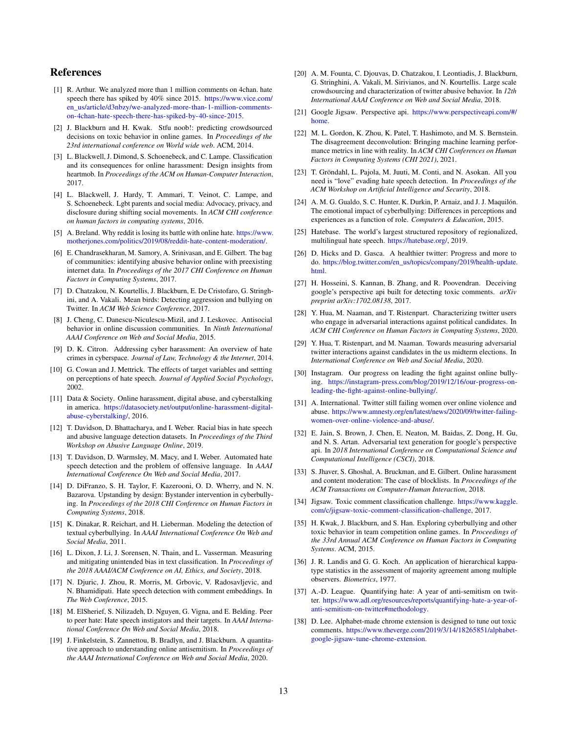## References

[1] R. Arthur. We analyzed more than 1 million comments on 4chan. hate speech there has spiked by 40% since 2015. https://www.vice.com/en_us/article/d3nbzy/we-analyzed-more-than-1-million-comments-on-4chan-hate-speech-there-has-spiked-by-40-since-2015.

[2] J. Blackburn and H. Kwak. Stfu noob!: predicting crowdsourced decisions on toxic behavior in online games. In *Proceedings of the 23rd international conference on World wide web*. ACM, 2014.

[3] L. Blackwell, J. Dimond, S. Schoenebeck, and C. Lampe. Classification and its consequences for online harassment: Design insights from heartmob. In *Proceedings of the ACM on Human-Computer Interaction*, 2017.

[4] L. Blackwell, J. Hardy, T. Ammari, T. Veinot, C. Lampe, and S. Schoenebeck. Lgbt parents and social media: Advocacy, privacy, and disclosure during shifting social movements. In *ACM CHI conference on human factors in computing systems*, 2016.

[5] A. Breland. Why reddit is losing its battle with online hate. https://www.motherjones.com/politics/2019/08/reddit-hate-content-moderation/.

[6] E. Chandrasekharan, M. Samory, A. Srinivasan, and E. Gilbert. The bag of communities: identifying abusive behavior online with preexisting internet data. In *Proceedings of the 2017 CHI Conference on Human Factors in Computing Systems*, 2017.

[7] D. Chatzakou, N. Kourtellis, J. Blackburn, E. De Cristofaro, G. Stringhini, and A. Vakali. Mean birds: Detecting aggression and bullying on Twitter. In *ACM Web Science Conference*, 2017.

[8] J. Cheng, C. Danescu-Niculescu-Mizil, and J. Leskovec. Antisocial behavior in online discussion communities. In *Ninth International AAAI Conference on Web and Social Media*, 2015.

[9] D. K. Citron. Addressing cyber harassment: An overview of hate crimes in cyberspace. *Journal of Law, Technology & the Internet*, 2014.

[10] G. Cowan and J. Mettrick. The effects of target variables and settting on perceptions of hate speech. *Journal of Applied Social Psychology*, 2002.

[11] Data & Society. Online harassment, digital abuse, and cyberstalking in america. https://datasociety.net/output/online-harassment-digital-abuse-cyberstalking/, 2016.

[12] T. Davidson, D. Bhattacharya, and I. Weber. Racial bias in hate speech and abusive language detection datasets. In *Proceedings of the Third Workshop on Abusive Language Online*, 2019.

[13] T. Davidson, D. Warmsley, M. Macy, and I. Weber. Automated hate speech detection and the problem of offensive language. In *AAAI International Conference On Web and Social Media*, 2017.

[14] D. DiFranzo, S. H. Taylor, F. Kazerooni, O. D. Wherry, and N. N. Bazarova. Upstanding by design: Bystander intervention in cyberbullying. In *Proceedings of the 2018 CHI Conference on Human Factors in Computing Systems*, 2018.

[15] K. Dinakar, R. Reichart, and H. Lieberman. Modeling the detection of textual cyberbullying. In *AAAI International Conference On Web and Social Media*, 2011.

[16] L. Dixon, J. Li, J. Sorensen, N. Thain, and L. Vasserman. Measuring and mitigating unintended bias in text classification. In *Proceedings of the 2018 AAAI/ACM Conference on AI, Ethics, and Society*, 2018.

[17] N. Djuric, J. Zhou, R. Morris, M. Grbovic, V. Radosavljevic, and N. Bhamidipati. Hate speech detection with comment embeddings. In *The Web Conference*, 2015.

[18] M. ElSherief, S. Nilizadeh, D. Nguyen, G. Vigna, and E. Belding. Peer to peer hate: Hate speech instigators and their targets. In *AAAI International Conference On Web and Social Media*, 2018.

[19] J. Finkelstein, S. Zannettou, B. Bradlyn, and J. Blackburn. A quantitative approach to understanding online antisemitism. In *Proceedings of the AAAI International Conference on Web and Social Media*, 2020.

[20] A. M. Founta, C. Djouvas, D. Chatzakou, I. Leontiadis, J. Blackburn, G. Stringhini, A. Vakali, M. Sirivianos, and N. Kourtellis. Large scale crowdsourcing and characterization of twitter abusive behavior. In *12th International AAAI Conference on Web and Social Media*, 2018.

[21] Google Jigsaw. Perspective api. https://www.perspectiveapi.com/#/home.

[22] M. L. Gordon, K. Zhou, K. Patel, T. Hashimoto, and M. S. Bernstein. The disagreement deconvolution: Bringing machine learning performance metrics in line with reality. In *ACM CHI Conferences on Human Factors in Computing Systems (CHI 2021)*, 2021.

[23] T. Gröndahl, L. Pajola, M. Juuti, M. Conti, and N. Asokan. All you need is "love" evading hate speech detection. In *Proceedings of the ACM Workshop on Artificial Intelligence and Security*, 2018.

[24] A. M. G. Gualdo, S. C. Hunter, K. Durkin, P. Arnaiz, and J. J. Maquilón. The emotional impact of cyberbullying: Differences in perceptions and experiences as a function of role. *Computers & Education*, 2015.

[25] Hatebase. The world's largest structured repository of regionalized, multilingual hate speech. https://hatebase.org/, 2019.

[26] D. Hicks and D. Gasca. A healthier twitter: Progress and more to do. https://blog.twitter.com/en_us/topics/company/2019/health-update.html.

[27] H. Hosseini, S. Kannan, B. Zhang, and R. Poovendran. Deceiving google's perspective api built for detecting toxic comments. *arXiv preprint arXiv:1702.08138*, 2017.

[28] Y. Hua, M. Naaman, and T. Ristenpart. Characterizing twitter users who engage in adversarial interactions against political candidates. In *ACM CHI Conference on Human Factors in Computing Systems*, 2020.

[29] Y. Hua, T. Ristenpart, and M. Naaman. Towards measuring adversarial twitter interactions against candidates in the us midterm elections. In *International Conference on Web and Social Media*, 2020.

[30] Instagram. Our progress on leading the fight against online bullying. https://instagram-press.com/blog/2019/12/16/our-progress-on-leading-the-fight-against-online-bullying/.

[31] A. International. Twitter still failing women over online violence and abuse. https://www.amnesty.org/en/latest/news/2020/09/twitter-failing-women-over-online-violence-and-abuse/.

[32] E. Jain, S. Brown, J. Chen, E. Neaton, M. Baidas, Z. Dong, H. Gu, and N. S. Artan. Adversarial text generation for google's perspective api. In *2018 International Conference on Computational Science and Computational Intelligence (CSCI)*, 2018.

[33] S. Jhaver, S. Ghoshal, A. Bruckman, and E. Gilbert. Online harassment and content moderation: The case of blocklists. In *Proceedings of the ACM Transactions on Computer-Human Interaction*, 2018.

[34] Jigsaw. Toxic comment classification challenge. https://www.kaggle.com/c/jigsaw-toxic-comment-classification-challenge, 2017.

[35] H. Kwak, J. Blackburn, and S. Han. Exploring cyberbullying and other toxic behavior in team competition online games. In *Proceedings of the 33rd Annual ACM Conference on Human Factors in Computing Systems*. ACM, 2015.

[36] J. R. Landis and G. G. Koch. An application of hierarchical kappa-type statistics in the assessment of majority agreement among multiple observers. *Biometrics*, 1977.

[37] A.-D. League. Quantifying hate: A year of anti-semitism on twitter. https://www.adl.org/resources/reports/quantifying-hate-a-year-of-anti-semitism-on-twitter#methodology.

[38] D. Lee. Alphabet-made chrome extension is designed to tune out toxic comments. https://www.theverge.com/2019/3/14/18265851/alphabet-google-jigsaw-tune-chrome-extension.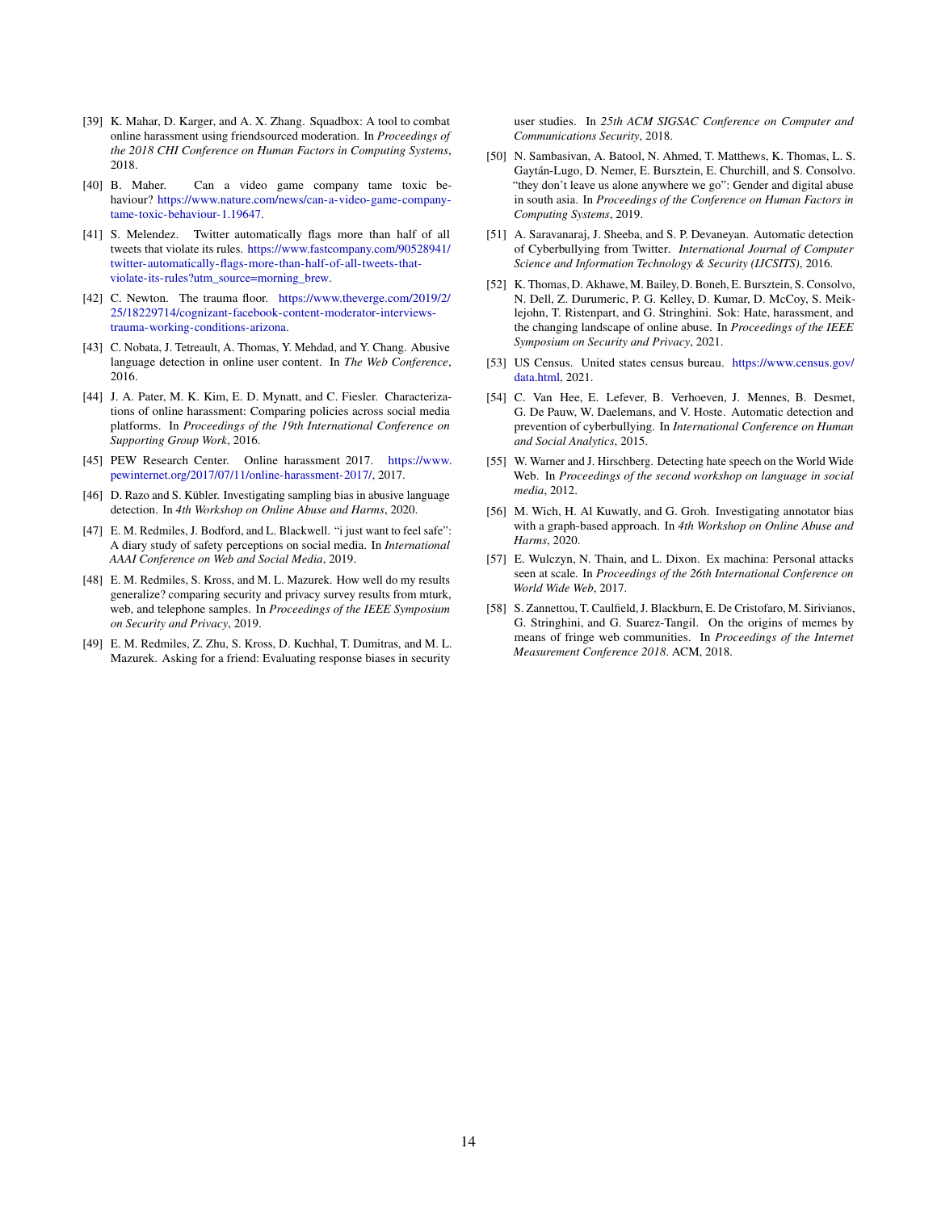- [39] K. Mahar, D. Karger, and A. X. Zhang. Squadbox: A tool to combat online harassment using friendsourced moderation. In *Proceedings of the 2018 CHI Conference on Human Factors in Computing Systems*, 2018.
- [40] B. Maher. Can a video game company tame toxic behaviour? https://www.nature.com/news/can-a-video-game-company-tame-toxic-behaviour-1.19647.
- [41] S. Melendez. Twitter automatically flags more than half of all tweets that violate its rules. https://www.fastcompany.com/90528941/twitter-automatically-flags-more-than-half-of-all-tweets-that-violate-its-rules?utm_source=morning_brew.
- [42] C. Newton. The trauma floor. https://www.theverge.com/2019/2/25/18229714/cognizant-facebook-content-moderator-interviews-trauma-working-conditions-arizona.
- [43] C. Nobata, J. Tetreault, A. Thomas, Y. Mehdad, and Y. Chang. Abusive language detection in online user content. In *The Web Conference*, 2016.
- [44] J. A. Pater, M. K. Kim, E. D. Mynatt, and C. Fiesler. Characterizations of online harassment: Comparing policies across social media platforms. In *Proceedings of the 19th International Conference on Supporting Group Work*, 2016.
- [45] PEW Research Center. Online harassment 2017. https://www.pewinternet.org/2017/07/11/online-harassment-2017/, 2017.
- [46] D. Razo and S. Kübler. Investigating sampling bias in abusive language detection. In *4th Workshop on Online Abuse and Harms*, 2020.
- [47] E. M. Redmiles, J. Bodford, and L. Blackwell. "i just want to feel safe": A diary study of safety perceptions on social media. In *International AAAI Conference on Web and Social Media*, 2019.
- [48] E. M. Redmiles, S. Kross, and M. L. Mazurek. How well do my results generalize? comparing security and privacy survey results from mturk, web, and telephone samples. In *Proceedings of the IEEE Symposium on Security and Privacy*, 2019.
- [49] E. M. Redmiles, Z. Zhu, S. Kross, D. Kuchhal, T. Dumitras, and M. L. Mazurek. Asking for a friend: Evaluating response biases in security user studies. In *25th ACM SIGSAC Conference on Computer and Communications Security*, 2018.
- [50] N. Sambasivan, A. Batool, N. Ahmed, T. Matthews, K. Thomas, L. S. Gaytán-Lugo, D. Nemer, E. Bursztein, E. Churchill, and S. Consolvo. "they don't leave us alone anywhere we go": Gender and digital abuse in south asia. In *Proceedings of the Conference on Human Factors in Computing Systems*, 2019.
- [51] A. Saravanaraj, J. Sheeba, and S. P. Devaneyan. Automatic detection of Cyberbullying from Twitter. *International Journal of Computer Science and Information Technology & Security (IJCSITS)*, 2016.
- [52] K. Thomas, D. Akhawe, M. Bailey, D. Boneh, E. Bursztein, S. Consolvo, N. Dell, Z. Durumeric, P. G. Kelley, D. Kumar, D. McCoy, S. Meiklejohn, T. Ristenpart, and G. Stringhini. Sok: Hate, harassment, and the changing landscape of online abuse. In *Proceedings of the IEEE Symposium on Security and Privacy*, 2021.
- [53] US Census. United states census bureau. https://www.census.gov/data.html, 2021.
- [54] C. Van Hee, E. Lefever, B. Verhoeven, J. Mennes, B. Desmet, G. De Pauw, W. Daelemans, and V. Hoste. Automatic detection and prevention of cyberbullying. In *International Conference on Human and Social Analytics*, 2015.
- [55] W. Warner and J. Hirschberg. Detecting hate speech on the World Wide Web. In *Proceedings of the second workshop on language in social media*, 2012.
- [56] M. Wich, H. Al Kuwatly, and G. Groh. Investigating annotator bias with a graph-based approach. In *4th Workshop on Online Abuse and Harms*, 2020.
- [57] E. Wulczyn, N. Thain, and L. Dixon. Ex machina: Personal attacks seen at scale. In *Proceedings of the 26th International Conference on World Wide Web*, 2017.
- [58] S. Zannettou, T. Caulfield, J. Blackburn, E. De Cristofaro, M. Sirivianos, G. Stringhini, and G. Suarez-Tangil. On the origins of memes by means of fringe web communities. In *Proceedings of the Internet Measurement Conference 2018*. ACM, 2018.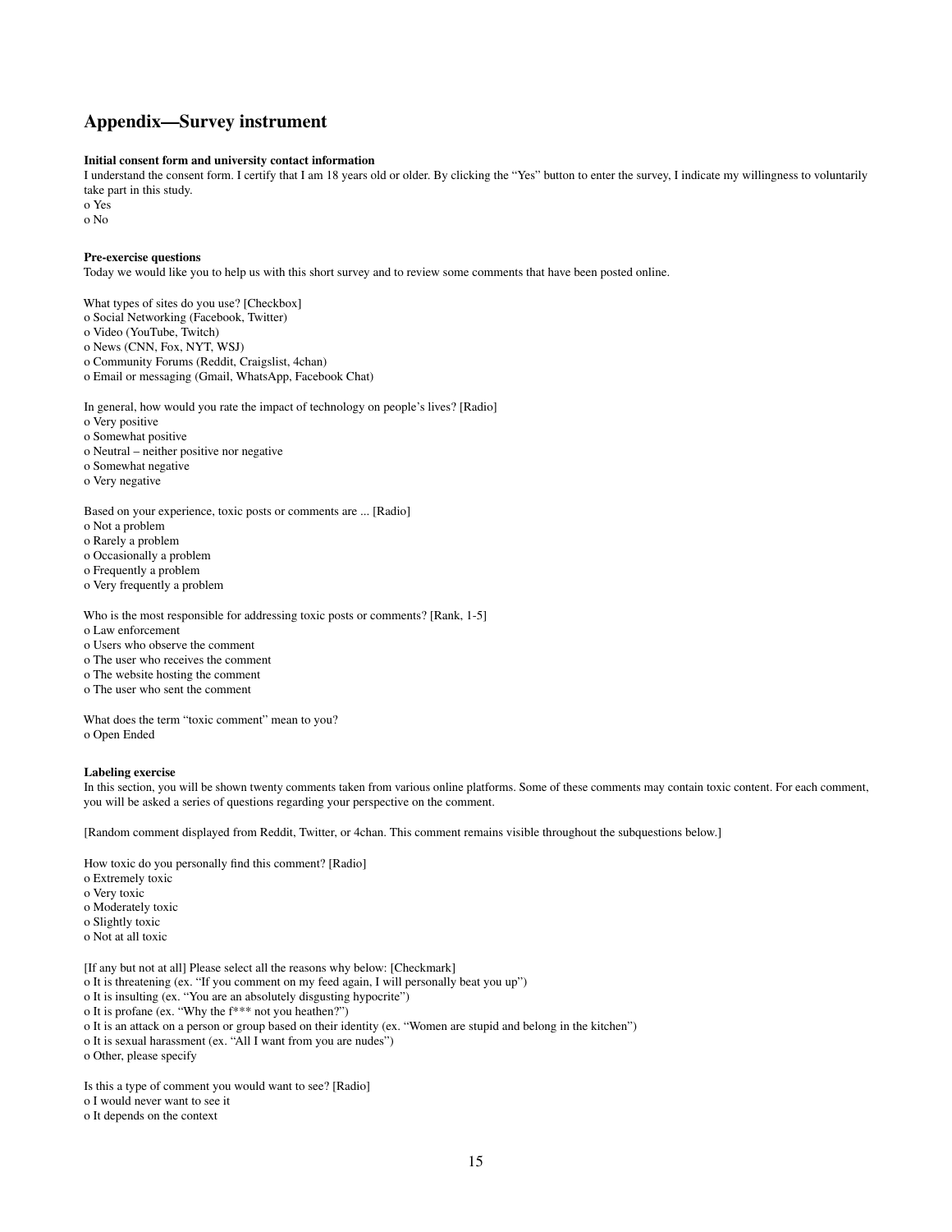## Appendix—Survey instrument

**Initial consent form and university contact information**

I understand the consent form. I certify that I am 18 years old or older. By clicking the "Yes" button to enter the survey, I indicate my willingness to voluntarily take part in this study.

o Yes
o No

**Pre-exercise questions**

Today we would like you to help us with this short survey and to review some comments that have been posted online.

What types of sites do you use? [Checkbox]
o Social Networking (Facebook, Twitter)
o Video (YouTube, Twitch)
o News (CNN, Fox, NYT, WSJ)
o Community Forums (Reddit, Craigslist, 4chan)
o Email or messaging (Gmail, WhatsApp, Facebook Chat)

In general, how would you rate the impact of technology on people's lives? [Radio]
o Very positive
o Somewhat positive
o Neutral – neither positive nor negative
o Somewhat negative
o Very negative

Based on your experience, toxic posts or comments are ... [Radio]
o Not a problem
o Rarely a problem
o Occasionally a problem
o Frequently a problem
o Very frequently a problem

Who is the most responsible for addressing toxic posts or comments? [Rank, 1-5]
o Law enforcement
o Users who observe the comment
o The user who receives the comment
o The website hosting the comment
o The user who sent the comment

What does the term "toxic comment" mean to you?
o Open Ended

**Labeling exercise**

In this section, you will be shown twenty comments taken from various online platforms. Some of these comments may contain toxic content. For each comment, you will be asked a series of questions regarding your perspective on the comment.

[Random comment displayed from Reddit, Twitter, or 4chan. This comment remains visible throughout the subquestions below.]

How toxic do you personally find this comment? [Radio]
o Extremely toxic
o Very toxic
o Moderately toxic
o Slightly toxic
o Not at all toxic

[If any but not at all] Please select all the reasons why below: [Checkmark]
o It is threatening (ex. "If you comment on my feed again, I will personally beat you up")
o It is insulting (ex. "You are an absolutely disgusting hypocrite")
o It is profane (ex. "Why the f*** not you heathen?")
o It is an attack on a person or group based on their identity (ex. "Women are stupid and belong in the kitchen")
o It is sexual harassment (ex. "All I want from you are nudes")
o Other, please specify

Is this a type of comment you would want to see? [Radio]
o I would never want to see it
o It depends on the context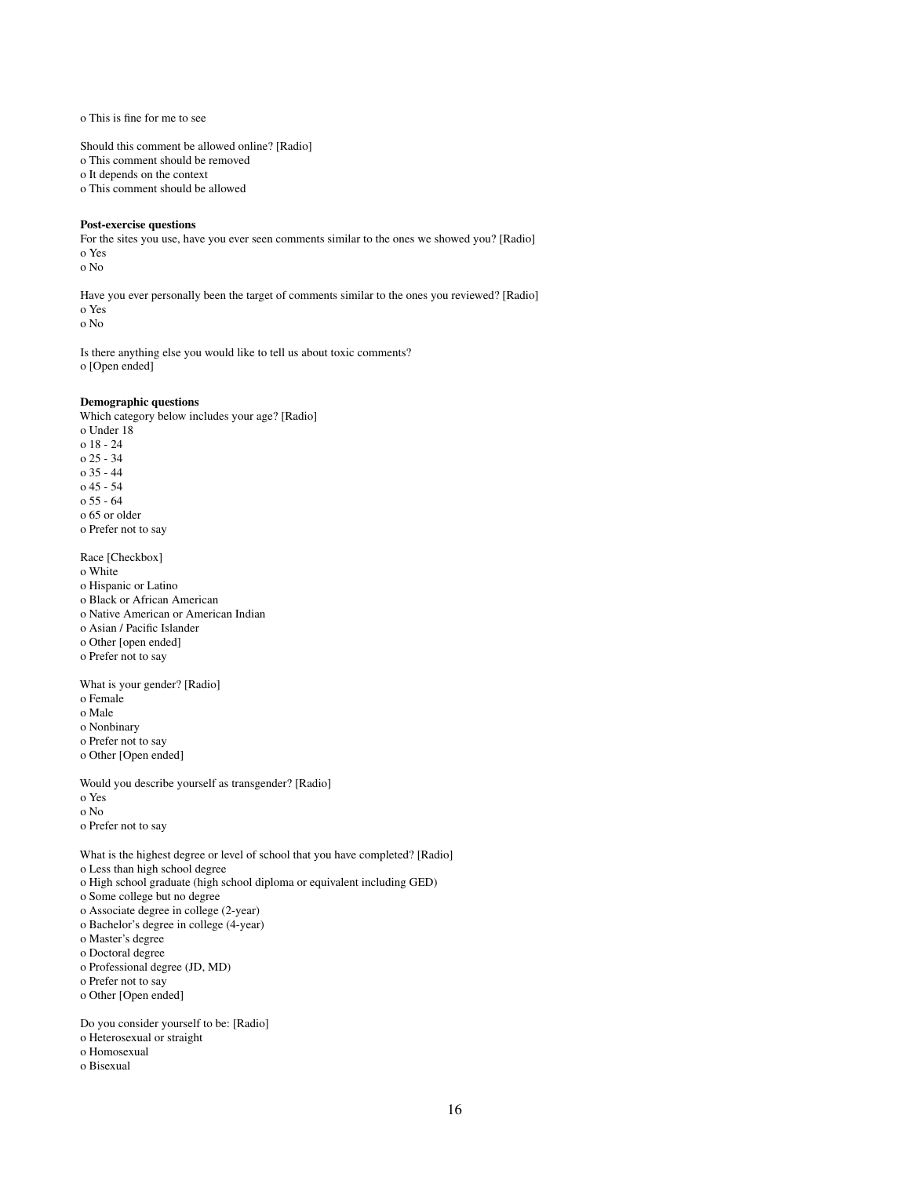o This is fine for me to see

Should this comment be allowed online? [Radio]
o This comment should be removed
o It depends on the context
o This comment should be allowed

**Post-exercise questions**
For the sites you use, have you ever seen comments similar to the ones we showed you? [Radio]
o Yes
o No

Have you ever personally been the target of comments similar to the ones you reviewed? [Radio]
o Yes
o No

Is there anything else you would like to tell us about toxic comments?
o [Open ended]

**Demographic questions**
Which category below includes your age? [Radio]
o Under 18
o 18 - 24
o 25 - 34
o 35 - 44
o 45 - 54
o 55 - 64
o 65 or older
o Prefer not to say

Race [Checkbox]
o White
o Hispanic or Latino
o Black or African American
o Native American or American Indian
o Asian / Pacific Islander
o Other [open ended]
o Prefer not to say

What is your gender? [Radio]
o Female
o Male
o Nonbinary
o Prefer not to say
o Other [Open ended]

Would you describe yourself as transgender? [Radio]
o Yes
o No
o Prefer not to say

What is the highest degree or level of school that you have completed? [Radio]
o Less than high school degree
o High school graduate (high school diploma or equivalent including GED)
o Some college but no degree
o Associate degree in college (2-year)
o Bachelor's degree in college (4-year)
o Master's degree
o Doctoral degree
o Professional degree (JD, MD)
o Prefer not to say
o Other [Open ended]

Do you consider yourself to be: [Radio]
o Heterosexual or straight
o Homosexual
o Bisexual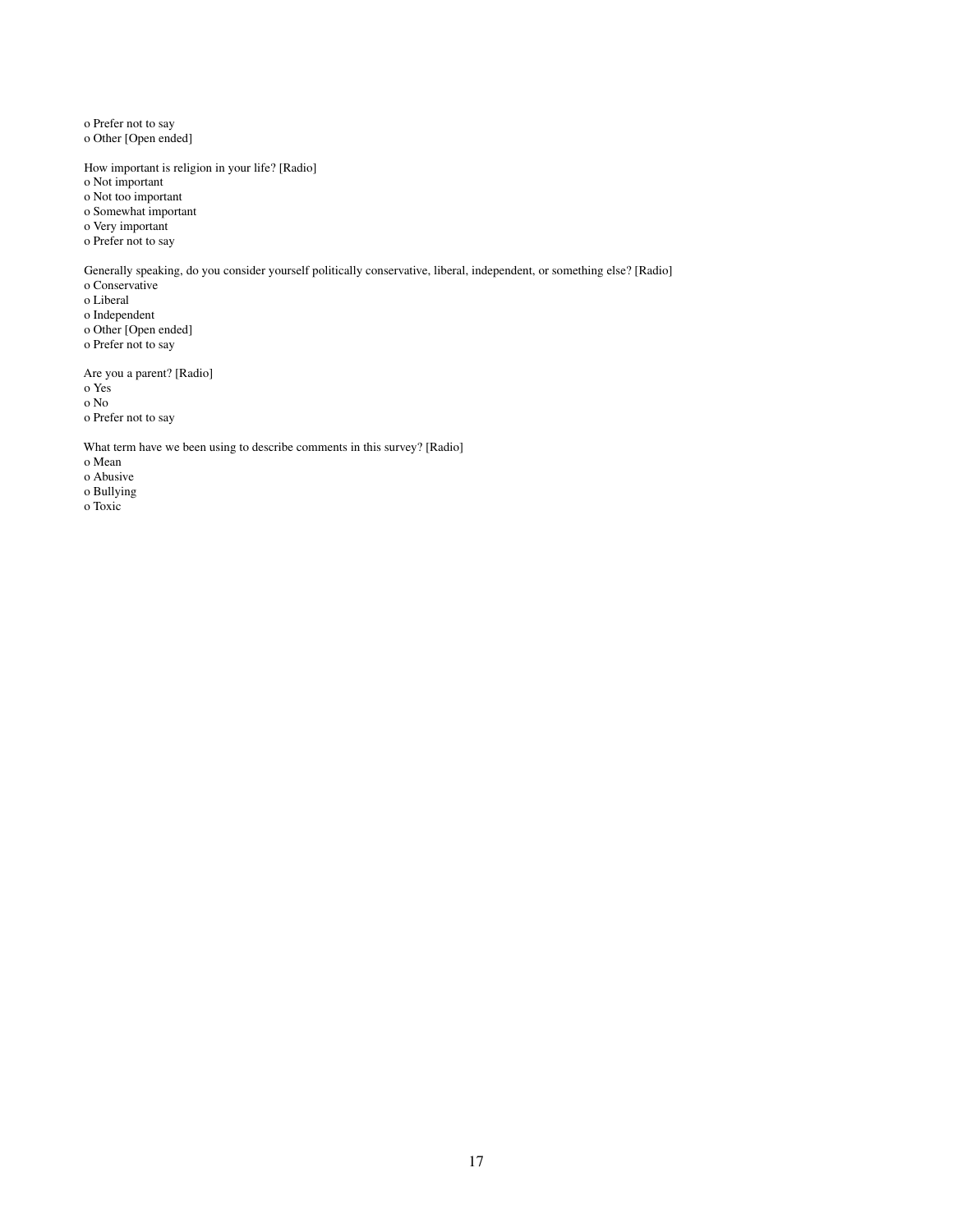o Prefer not to say
o Other [Open ended]

How important is religion in your life? [Radio]
o Not important
o Not too important
o Somewhat important
o Very important
o Prefer not to say

Generally speaking, do you consider yourself politically conservative, liberal, independent, or something else? [Radio]
o Conservative
o Liberal
o Independent
o Other [Open ended]
o Prefer not to say

Are you a parent? [Radio]
o Yes
o No
o Prefer not to say

What term have we been using to describe comments in this survey? [Radio]
o Mean
o Abusive
o Bullying
o Toxic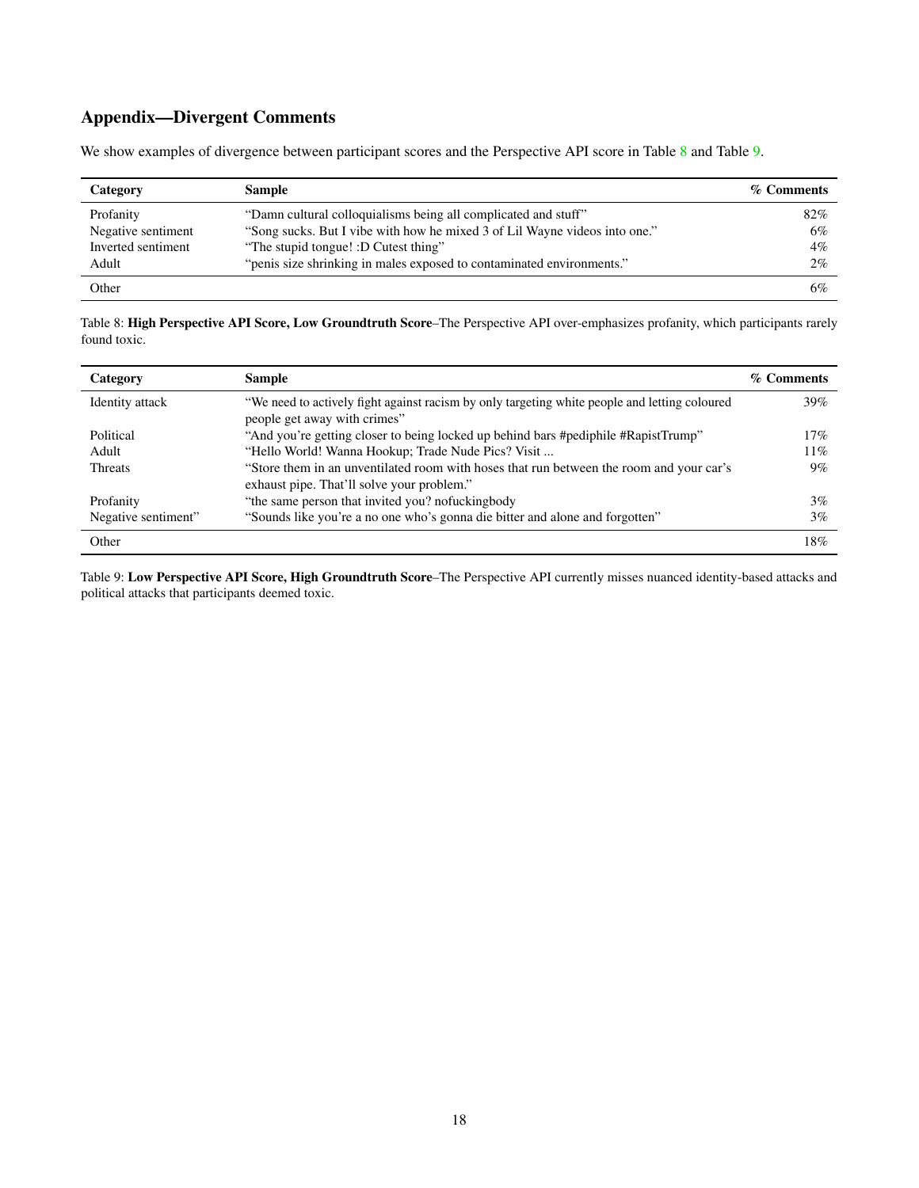## Appendix—Divergent Comments

We show examples of divergence between participant scores and the Perspective API score in Table 8 and Table 9.

| Category | Sample | % Comments |
|---|---|---|
| Profanity | "Damn cultural colloquialisms being all complicated and stuff" | 82% |
| Negative sentiment | "Song sucks. But I vibe with how he mixed 3 of Lil Wayne videos into one." | 6% |
| Inverted sentiment | "The stupid tongue! :D Cutest thing" | 4% |
| Adult | "penis size shrinking in males exposed to contaminated environments." | 2% |
| Other | | 6% |

Table 8: **High Perspective API Score, Low Groundtruth Score**–The Perspective API over-emphasizes profanity, which participants rarely found toxic.

| Category | Sample | % Comments |
|---|---|---|
| Identity attack | "We need to actively fight against racism by only targeting white people and letting coloured people get away with crimes" | 39% |
| Political | "And you're getting closer to being locked up behind bars #pediphile #RapistTrump" | 17% |
| Adult | "Hello World! Wanna Hookup; Trade Nude Pics? Visit ... | 11% |
| Threats | "Store them in an unventilated room with hoses that run between the room and your car's exhaust pipe. That'll solve your problem." | 9% |
| Profanity | "the same person that invited you? nofuckingbody | 3% |
| Negative sentiment" | "Sounds like you're a no one who's gonna die bitter and alone and forgotten" | 3% |
| Other | | 18% |

Table 9: **Low Perspective API Score, High Groundtruth Score**–The Perspective API currently misses nuanced identity-based attacks and political attacks that participants deemed toxic.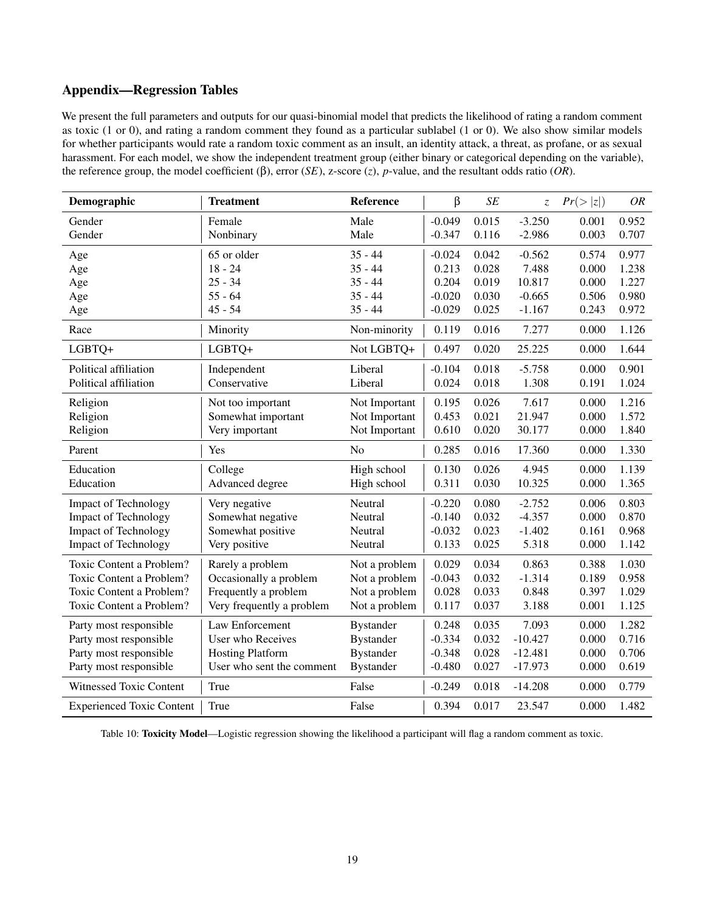## Appendix—Regression Tables

We present the full parameters and outputs for our quasi-binomial model that predicts the likelihood of rating a random comment as toxic (1 or 0), and rating a random comment they found as a particular sublabel (1 or 0). We also show similar models for whether participants would rate a random toxic comment as an insult, an identity attack, a threat, as profane, or as sexual harassment. For each model, we show the independent treatment group (either binary or categorical depending on the variable), the reference group, the model coefficient (β), error (*SE*), z-score (*z*), *p*-value, and the resultant odds ratio (*OR*).

| Demographic | Treatment | Reference | β | *SE* | *z* | $Pr(>\|z\|)$ | *OR* |
|---|---|---|---|---|---|---|---|
| Gender | Female | Male | -0.049 | 0.015 | -3.250 | 0.001 | 0.952 |
| Gender | Nonbinary | Male | -0.347 | 0.116 | -2.986 | 0.003 | 0.707 |
| Age | 65 or older | 35 - 44 | -0.024 | 0.042 | -0.562 | 0.574 | 0.977 |
| Age | 18 - 24 | 35 - 44 | 0.213 | 0.028 | 7.488 | 0.000 | 1.238 |
| Age | 25 - 34 | 35 - 44 | 0.204 | 0.019 | 10.817 | 0.000 | 1.227 |
| Age | 55 - 64 | 35 - 44 | -0.020 | 0.030 | -0.665 | 0.506 | 0.980 |
| Age | 45 - 54 | 35 - 44 | -0.029 | 0.025 | -1.167 | 0.243 | 0.972 |
| Race | Minority | Non-minority | 0.119 | 0.016 | 7.277 | 0.000 | 1.126 |
| LGBTQ+ | LGBTQ+ | Not LGBTQ+ | 0.497 | 0.020 | 25.225 | 0.000 | 1.644 |
| Political affiliation | Independent | Liberal | -0.104 | 0.018 | -5.758 | 0.000 | 0.901 |
| Political affiliation | Conservative | Liberal | 0.024 | 0.018 | 1.308 | 0.191 | 1.024 |
| Religion | Not too important | Not Important | 0.195 | 0.026 | 7.617 | 0.000 | 1.216 |
| Religion | Somewhat important | Not Important | 0.453 | 0.021 | 21.947 | 0.000 | 1.572 |
| Religion | Very important | Not Important | 0.610 | 0.020 | 30.177 | 0.000 | 1.840 |
| Parent | Yes | No | 0.285 | 0.016 | 17.360 | 0.000 | 1.330 |
| Education | College | High school | 0.130 | 0.026 | 4.945 | 0.000 | 1.139 |
| Education | Advanced degree | High school | 0.311 | 0.030 | 10.325 | 0.000 | 1.365 |
| Impact of Technology | Very negative | Neutral | -0.220 | 0.080 | -2.752 | 0.006 | 0.803 |
| Impact of Technology | Somewhat negative | Neutral | -0.140 | 0.032 | -4.357 | 0.000 | 0.870 |
| Impact of Technology | Somewhat positive | Neutral | -0.032 | 0.023 | -1.402 | 0.161 | 0.968 |
| Impact of Technology | Very positive | Neutral | 0.133 | 0.025 | 5.318 | 0.000 | 1.142 |
| Toxic Content a Problem? | Rarely a problem | Not a problem | 0.029 | 0.034 | 0.863 | 0.388 | 1.030 |
| Toxic Content a Problem? | Occasionally a problem | Not a problem | -0.043 | 0.032 | -1.314 | 0.189 | 0.958 |
| Toxic Content a Problem? | Frequently a problem | Not a problem | 0.028 | 0.033 | 0.848 | 0.397 | 1.029 |
| Toxic Content a Problem? | Very frequently a problem | Not a problem | 0.117 | 0.037 | 3.188 | 0.001 | 1.125 |
| Party most responsible | Law Enforcement | Bystander | 0.248 | 0.035 | 7.093 | 0.000 | 1.282 |
| Party most responsible | User who Receives | Bystander | -0.334 | 0.032 | -10.427 | 0.000 | 0.716 |
| Party most responsible | Hosting Platform | Bystander | -0.348 | 0.028 | -12.481 | 0.000 | 0.706 |
| Party most responsible | User who sent the comment | Bystander | -0.480 | 0.027 | -17.973 | 0.000 | 0.619 |
| Witnessed Toxic Content | True | False | -0.249 | 0.018 | -14.208 | 0.000 | 0.779 |
| Experienced Toxic Content | True | False | 0.394 | 0.017 | 23.547 | 0.000 | 1.482 |

Table 10: **Toxicity Model**—Logistic regression showing the likelihood a participant will flag a random comment as toxic.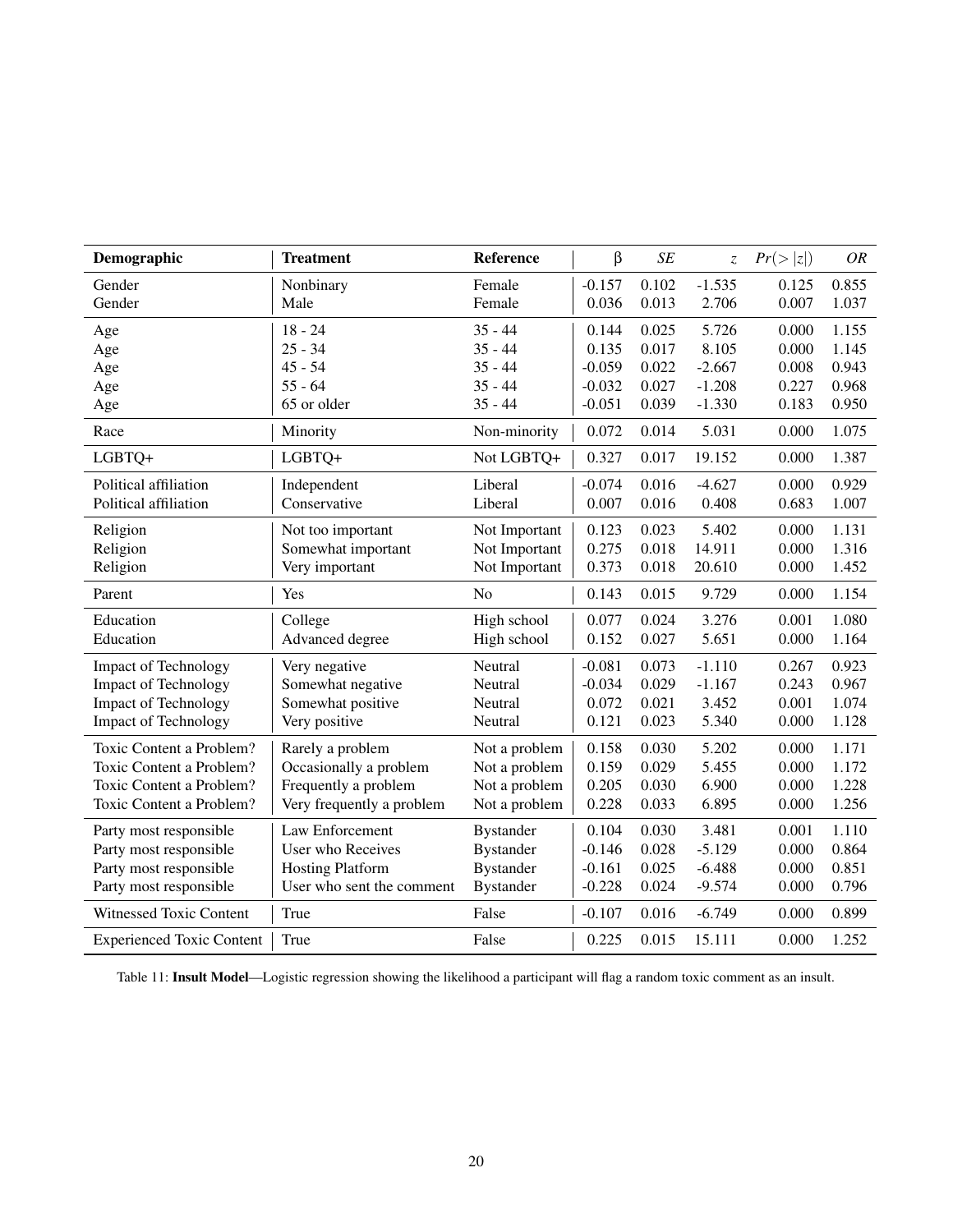| Demographic | Treatment | Reference | β | *SE* | *z* | $Pr(>\|z\|)$ | *OR* |
|---|---|---|---|---|---|---|---|
| Gender | Nonbinary | Female | -0.157 | 0.102 | -1.535 | 0.125 | 0.855 |
| Gender | Male | Female | 0.036 | 0.013 | 2.706 | 0.007 | 1.037 |
| Age | 18 - 24 | 35 - 44 | 0.144 | 0.025 | 5.726 | 0.000 | 1.155 |
| Age | 25 - 34 | 35 - 44 | 0.135 | 0.017 | 8.105 | 0.000 | 1.145 |
| Age | 45 - 54 | 35 - 44 | -0.059 | 0.022 | -2.667 | 0.008 | 0.943 |
| Age | 55 - 64 | 35 - 44 | -0.032 | 0.027 | -1.208 | 0.227 | 0.968 |
| Age | 65 or older | 35 - 44 | -0.051 | 0.039 | -1.330 | 0.183 | 0.950 |
| Race | Minority | Non-minority | 0.072 | 0.014 | 5.031 | 0.000 | 1.075 |
| LGBTQ+ | LGBTQ+ | Not LGBTQ+ | 0.327 | 0.017 | 19.152 | 0.000 | 1.387 |
| Political affiliation | Independent | Liberal | -0.074 | 0.016 | -4.627 | 0.000 | 0.929 |
| Political affiliation | Conservative | Liberal | 0.007 | 0.016 | 0.408 | 0.683 | 1.007 |
| Religion | Not too important | Not Important | 0.123 | 0.023 | 5.402 | 0.000 | 1.131 |
| Religion | Somewhat important | Not Important | 0.275 | 0.018 | 14.911 | 0.000 | 1.316 |
| Religion | Very important | Not Important | 0.373 | 0.018 | 20.610 | 0.000 | 1.452 |
| Parent | Yes | No | 0.143 | 0.015 | 9.729 | 0.000 | 1.154 |
| Education | College | High school | 0.077 | 0.024 | 3.276 | 0.001 | 1.080 |
| Education | Advanced degree | High school | 0.152 | 0.027 | 5.651 | 0.000 | 1.164 |
| Impact of Technology | Very negative | Neutral | -0.081 | 0.073 | -1.110 | 0.267 | 0.923 |
| Impact of Technology | Somewhat negative | Neutral | -0.034 | 0.029 | -1.167 | 0.243 | 0.967 |
| Impact of Technology | Somewhat positive | Neutral | 0.072 | 0.021 | 3.452 | 0.001 | 1.074 |
| Impact of Technology | Very positive | Neutral | 0.121 | 0.023 | 5.340 | 0.000 | 1.128 |
| Toxic Content a Problem? | Rarely a problem | Not a problem | 0.158 | 0.030 | 5.202 | 0.000 | 1.171 |
| Toxic Content a Problem? | Occasionally a problem | Not a problem | 0.159 | 0.029 | 5.455 | 0.000 | 1.172 |
| Toxic Content a Problem? | Frequently a problem | Not a problem | 0.205 | 0.030 | 6.900 | 0.000 | 1.228 |
| Toxic Content a Problem? | Very frequently a problem | Not a problem | 0.228 | 0.033 | 6.895 | 0.000 | 1.256 |
| Party most responsible | Law Enforcement | Bystander | 0.104 | 0.030 | 3.481 | 0.001 | 1.110 |
| Party most responsible | User who Receives | Bystander | -0.146 | 0.028 | -5.129 | 0.000 | 0.864 |
| Party most responsible | Hosting Platform | Bystander | -0.161 | 0.025 | -6.488 | 0.000 | 0.851 |
| Party most responsible | User who sent the comment | Bystander | -0.228 | 0.024 | -9.574 | 0.000 | 0.796 |
| Witnessed Toxic Content | True | False | -0.107 | 0.016 | -6.749 | 0.000 | 0.899 |
| Experienced Toxic Content | True | False | 0.225 | 0.015 | 15.111 | 0.000 | 1.252 |

Table 11: **Insult Model**—Logistic regression showing the likelihood a participant will flag a random toxic comment as an insult.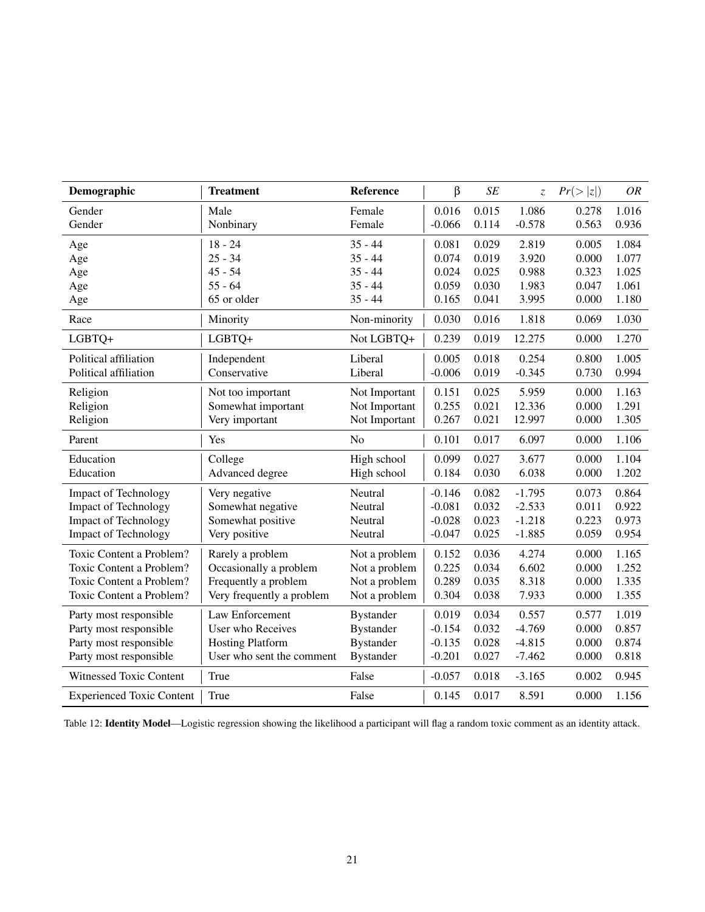| Demographic | Treatment | Reference | β | *SE* | *z* | $Pr(>\|z\|)$ | *OR* |
|---|---|---|---|---|---|---|---|
| Gender | Male | Female | 0.016 | 0.015 | 1.086 | 0.278 | 1.016 |
| Gender | Nonbinary | Female | -0.066 | 0.114 | -0.578 | 0.563 | 0.936 |
| Age | 18 - 24 | 35 - 44 | 0.081 | 0.029 | 2.819 | 0.005 | 1.084 |
| Age | 25 - 34 | 35 - 44 | 0.074 | 0.019 | 3.920 | 0.000 | 1.077 |
| Age | 45 - 54 | 35 - 44 | 0.024 | 0.025 | 0.988 | 0.323 | 1.025 |
| Age | 55 - 64 | 35 - 44 | 0.059 | 0.030 | 1.983 | 0.047 | 1.061 |
| Age | 65 or older | 35 - 44 | 0.165 | 0.041 | 3.995 | 0.000 | 1.180 |
| Race | Minority | Non-minority | 0.030 | 0.016 | 1.818 | 0.069 | 1.030 |
| LGBTQ+ | LGBTQ+ | Not LGBTQ+ | 0.239 | 0.019 | 12.275 | 0.000 | 1.270 |
| Political affiliation | Independent | Liberal | 0.005 | 0.018 | 0.254 | 0.800 | 1.005 |
| Political affiliation | Conservative | Liberal | -0.006 | 0.019 | -0.345 | 0.730 | 0.994 |
| Religion | Not too important | Not Important | 0.151 | 0.025 | 5.959 | 0.000 | 1.163 |
| Religion | Somewhat important | Not Important | 0.255 | 0.021 | 12.336 | 0.000 | 1.291 |
| Religion | Very important | Not Important | 0.267 | 0.021 | 12.997 | 0.000 | 1.305 |
| Parent | Yes | No | 0.101 | 0.017 | 6.097 | 0.000 | 1.106 |
| Education | College | High school | 0.099 | 0.027 | 3.677 | 0.000 | 1.104 |
| Education | Advanced degree | High school | 0.184 | 0.030 | 6.038 | 0.000 | 1.202 |
| Impact of Technology | Very negative | Neutral | -0.146 | 0.082 | -1.795 | 0.073 | 0.864 |
| Impact of Technology | Somewhat negative | Neutral | -0.081 | 0.032 | -2.533 | 0.011 | 0.922 |
| Impact of Technology | Somewhat positive | Neutral | -0.028 | 0.023 | -1.218 | 0.223 | 0.973 |
| Impact of Technology | Very positive | Neutral | -0.047 | 0.025 | -1.885 | 0.059 | 0.954 |
| Toxic Content a Problem? | Rarely a problem | Not a problem | 0.152 | 0.036 | 4.274 | 0.000 | 1.165 |
| Toxic Content a Problem? | Occasionally a problem | Not a problem | 0.225 | 0.034 | 6.602 | 0.000 | 1.252 |
| Toxic Content a Problem? | Frequently a problem | Not a problem | 0.289 | 0.035 | 8.318 | 0.000 | 1.335 |
| Toxic Content a Problem? | Very frequently a problem | Not a problem | 0.304 | 0.038 | 7.933 | 0.000 | 1.355 |
| Party most responsible | Law Enforcement | Bystander | 0.019 | 0.034 | 0.557 | 0.577 | 1.019 |
| Party most responsible | User who Receives | Bystander | -0.154 | 0.032 | -4.769 | 0.000 | 0.857 |
| Party most responsible | Hosting Platform | Bystander | -0.135 | 0.028 | -4.815 | 0.000 | 0.874 |
| Party most responsible | User who sent the comment | Bystander | -0.201 | 0.027 | -7.462 | 0.000 | 0.818 |
| Witnessed Toxic Content | True | False | -0.057 | 0.018 | -3.165 | 0.002 | 0.945 |
| Experienced Toxic Content | True | False | 0.145 | 0.017 | 8.591 | 0.000 | 1.156 |

Table 12: **Identity Model**—Logistic regression showing the likelihood a participant will flag a random toxic comment as an identity attack.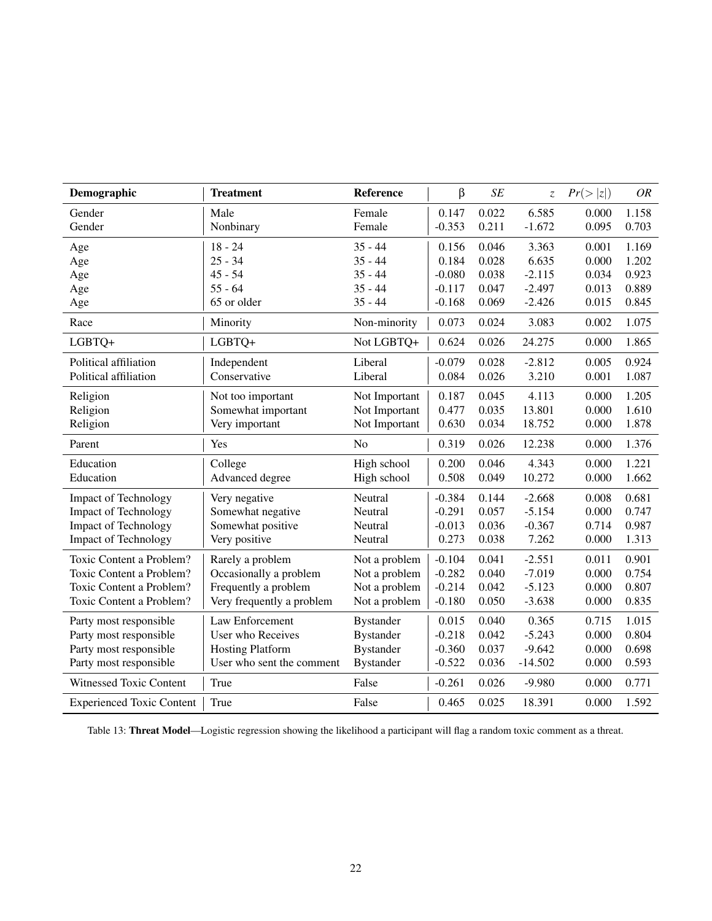| Demographic | Treatment | Reference | β | *SE* | *z* | $Pr(>\|z\|)$ | *OR* |
|---|---|---|---|---|---|---|---|
| Gender | Male | Female | 0.147 | 0.022 | 6.585 | 0.000 | 1.158 |
| Gender | Nonbinary | Female | -0.353 | 0.211 | -1.672 | 0.095 | 0.703 |
| Age | 18 - 24 | 35 - 44 | 0.156 | 0.046 | 3.363 | 0.001 | 1.169 |
| Age | 25 - 34 | 35 - 44 | 0.184 | 0.028 | 6.635 | 0.000 | 1.202 |
| Age | 45 - 54 | 35 - 44 | -0.080 | 0.038 | -2.115 | 0.034 | 0.923 |
| Age | 55 - 64 | 35 - 44 | -0.117 | 0.047 | -2.497 | 0.013 | 0.889 |
| Age | 65 or older | 35 - 44 | -0.168 | 0.069 | -2.426 | 0.015 | 0.845 |
| Race | Minority | Non-minority | 0.073 | 0.024 | 3.083 | 0.002 | 1.075 |
| LGBTQ+ | LGBTQ+ | Not LGBTQ+ | 0.624 | 0.026 | 24.275 | 0.000 | 1.865 |
| Political affiliation | Independent | Liberal | -0.079 | 0.028 | -2.812 | 0.005 | 0.924 |
| Political affiliation | Conservative | Liberal | 0.084 | 0.026 | 3.210 | 0.001 | 1.087 |
| Religion | Not too important | Not Important | 0.187 | 0.045 | 4.113 | 0.000 | 1.205 |
| Religion | Somewhat important | Not Important | 0.477 | 0.035 | 13.801 | 0.000 | 1.610 |
| Religion | Very important | Not Important | 0.630 | 0.034 | 18.752 | 0.000 | 1.878 |
| Parent | Yes | No | 0.319 | 0.026 | 12.238 | 0.000 | 1.376 |
| Education | College | High school | 0.200 | 0.046 | 4.343 | 0.000 | 1.221 |
| Education | Advanced degree | High school | 0.508 | 0.049 | 10.272 | 0.000 | 1.662 |
| Impact of Technology | Very negative | Neutral | -0.384 | 0.144 | -2.668 | 0.008 | 0.681 |
| Impact of Technology | Somewhat negative | Neutral | -0.291 | 0.057 | -5.154 | 0.000 | 0.747 |
| Impact of Technology | Somewhat positive | Neutral | -0.013 | 0.036 | -0.367 | 0.714 | 0.987 |
| Impact of Technology | Very positive | Neutral | 0.273 | 0.038 | 7.262 | 0.000 | 1.313 |
| Toxic Content a Problem? | Rarely a problem | Not a problem | -0.104 | 0.041 | -2.551 | 0.011 | 0.901 |
| Toxic Content a Problem? | Occasionally a problem | Not a problem | -0.282 | 0.040 | -7.019 | 0.000 | 0.754 |
| Toxic Content a Problem? | Frequently a problem | Not a problem | -0.214 | 0.042 | -5.123 | 0.000 | 0.807 |
| Toxic Content a Problem? | Very frequently a problem | Not a problem | -0.180 | 0.050 | -3.638 | 0.000 | 0.835 |
| Party most responsible | Law Enforcement | Bystander | 0.015 | 0.040 | 0.365 | 0.715 | 1.015 |
| Party most responsible | User who Receives | Bystander | -0.218 | 0.042 | -5.243 | 0.000 | 0.804 |
| Party most responsible | Hosting Platform | Bystander | -0.360 | 0.037 | -9.642 | 0.000 | 0.698 |
| Party most responsible | User who sent the comment | Bystander | -0.522 | 0.036 | -14.502 | 0.000 | 0.593 |
| Witnessed Toxic Content | True | False | -0.261 | 0.026 | -9.980 | 0.000 | 0.771 |
| Experienced Toxic Content | True | False | 0.465 | 0.025 | 18.391 | 0.000 | 1.592 |

Table 13: **Threat Model**—Logistic regression showing the likelihood a participant will flag a random toxic comment as a threat.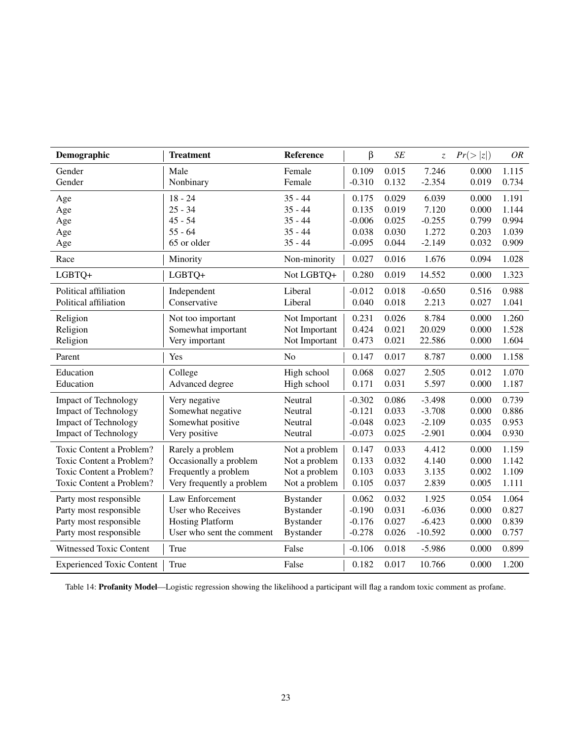| Demographic | Treatment | Reference | β | *SE* | *z* | $Pr(>\|z\|)$ | *OR* |
|---|---|---|---|---|---|---|---|
| Gender | Male | Female | 0.109 | 0.015 | 7.246 | 0.000 | 1.115 |
| Gender | Nonbinary | Female | -0.310 | 0.132 | -2.354 | 0.019 | 0.734 |
| Age | 18 - 24 | 35 - 44 | 0.175 | 0.029 | 6.039 | 0.000 | 1.191 |
| Age | 25 - 34 | 35 - 44 | 0.135 | 0.019 | 7.120 | 0.000 | 1.144 |
| Age | 45 - 54 | 35 - 44 | -0.006 | 0.025 | -0.255 | 0.799 | 0.994 |
| Age | 55 - 64 | 35 - 44 | 0.038 | 0.030 | 1.272 | 0.203 | 1.039 |
| Age | 65 or older | 35 - 44 | -0.095 | 0.044 | -2.149 | 0.032 | 0.909 |
| Race | Minority | Non-minority | 0.027 | 0.016 | 1.676 | 0.094 | 1.028 |
| LGBTQ+ | LGBTQ+ | Not LGBTQ+ | 0.280 | 0.019 | 14.552 | 0.000 | 1.323 |
| Political affiliation | Independent | Liberal | -0.012 | 0.018 | -0.650 | 0.516 | 0.988 |
| Political affiliation | Conservative | Liberal | 0.040 | 0.018 | 2.213 | 0.027 | 1.041 |
| Religion | Not too important | Not Important | 0.231 | 0.026 | 8.784 | 0.000 | 1.260 |
| Religion | Somewhat important | Not Important | 0.424 | 0.021 | 20.029 | 0.000 | 1.528 |
| Religion | Very important | Not Important | 0.473 | 0.021 | 22.586 | 0.000 | 1.604 |
| Parent | Yes | No | 0.147 | 0.017 | 8.787 | 0.000 | 1.158 |
| Education | College | High school | 0.068 | 0.027 | 2.505 | 0.012 | 1.070 |
| Education | Advanced degree | High school | 0.171 | 0.031 | 5.597 | 0.000 | 1.187 |
| Impact of Technology | Very negative | Neutral | -0.302 | 0.086 | -3.498 | 0.000 | 0.739 |
| Impact of Technology | Somewhat negative | Neutral | -0.121 | 0.033 | -3.708 | 0.000 | 0.886 |
| Impact of Technology | Somewhat positive | Neutral | -0.048 | 0.023 | -2.109 | 0.035 | 0.953 |
| Impact of Technology | Very positive | Neutral | -0.073 | 0.025 | -2.901 | 0.004 | 0.930 |
| Toxic Content a Problem? | Rarely a problem | Not a problem | 0.147 | 0.033 | 4.412 | 0.000 | 1.159 |
| Toxic Content a Problem? | Occasionally a problem | Not a problem | 0.133 | 0.032 | 4.140 | 0.000 | 1.142 |
| Toxic Content a Problem? | Frequently a problem | Not a problem | 0.103 | 0.033 | 3.135 | 0.002 | 1.109 |
| Toxic Content a Problem? | Very frequently a problem | Not a problem | 0.105 | 0.037 | 2.839 | 0.005 | 1.111 |
| Party most responsible | Law Enforcement | Bystander | 0.062 | 0.032 | 1.925 | 0.054 | 1.064 |
| Party most responsible | User who Receives | Bystander | -0.190 | 0.031 | -6.036 | 0.000 | 0.827 |
| Party most responsible | Hosting Platform | Bystander | -0.176 | 0.027 | -6.423 | 0.000 | 0.839 |
| Party most responsible | User who sent the comment | Bystander | -0.278 | 0.026 | -10.592 | 0.000 | 0.757 |
| Witnessed Toxic Content | True | False | -0.106 | 0.018 | -5.986 | 0.000 | 0.899 |
| Experienced Toxic Content | True | False | 0.182 | 0.017 | 10.766 | 0.000 | 1.200 |

Table 14: **Profanity Model**—Logistic regression showing the likelihood a participant will flag a random toxic comment as profane.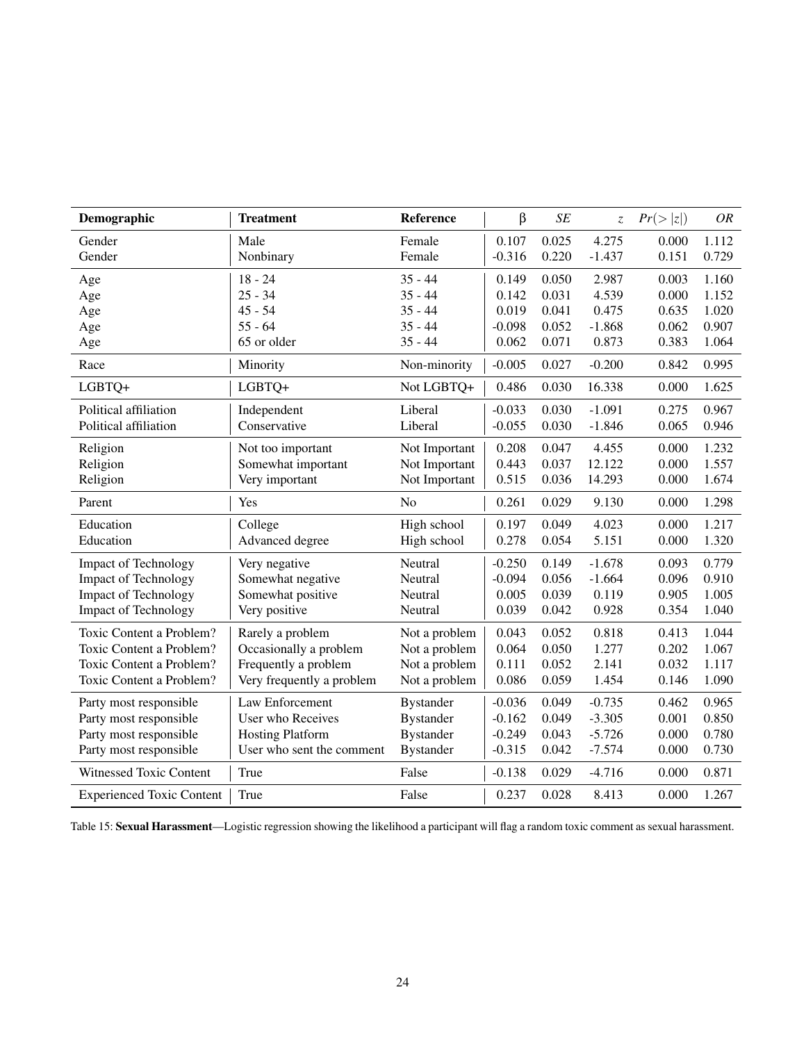| Demographic | Treatment | Reference | β | *SE* | *z* | $Pr(>\|z\|)$ | *OR* |
|---|---|---|---|---|---|---|---|
| Gender | Male | Female | 0.107 | 0.025 | 4.275 | 0.000 | 1.112 |
| Gender | Nonbinary | Female | -0.316 | 0.220 | -1.437 | 0.151 | 0.729 |
| Age | 18 - 24 | 35 - 44 | 0.149 | 0.050 | 2.987 | 0.003 | 1.160 |
| Age | 25 - 34 | 35 - 44 | 0.142 | 0.031 | 4.539 | 0.000 | 1.152 |
| Age | 45 - 54 | 35 - 44 | 0.019 | 0.041 | 0.475 | 0.635 | 1.020 |
| Age | 55 - 64 | 35 - 44 | -0.098 | 0.052 | -1.868 | 0.062 | 0.907 |
| Age | 65 or older | 35 - 44 | 0.062 | 0.071 | 0.873 | 0.383 | 1.064 |
| Race | Minority | Non-minority | -0.005 | 0.027 | -0.200 | 0.842 | 0.995 |
| LGBTQ+ | LGBTQ+ | Not LGBTQ+ | 0.486 | 0.030 | 16.338 | 0.000 | 1.625 |
| Political affiliation | Independent | Liberal | -0.033 | 0.030 | -1.091 | 0.275 | 0.967 |
| Political affiliation | Conservative | Liberal | -0.055 | 0.030 | -1.846 | 0.065 | 0.946 |
| Religion | Not too important | Not Important | 0.208 | 0.047 | 4.455 | 0.000 | 1.232 |
| Religion | Somewhat important | Not Important | 0.443 | 0.037 | 12.122 | 0.000 | 1.557 |
| Religion | Very important | Not Important | 0.515 | 0.036 | 14.293 | 0.000 | 1.674 |
| Parent | Yes | No | 0.261 | 0.029 | 9.130 | 0.000 | 1.298 |
| Education | College | High school | 0.197 | 0.049 | 4.023 | 0.000 | 1.217 |
| Education | Advanced degree | High school | 0.278 | 0.054 | 5.151 | 0.000 | 1.320 |
| Impact of Technology | Very negative | Neutral | -0.250 | 0.149 | -1.678 | 0.093 | 0.779 |
| Impact of Technology | Somewhat negative | Neutral | -0.094 | 0.056 | -1.664 | 0.096 | 0.910 |
| Impact of Technology | Somewhat positive | Neutral | 0.005 | 0.039 | 0.119 | 0.905 | 1.005 |
| Impact of Technology | Very positive | Neutral | 0.039 | 0.042 | 0.928 | 0.354 | 1.040 |
| Toxic Content a Problem? | Rarely a problem | Not a problem | 0.043 | 0.052 | 0.818 | 0.413 | 1.044 |
| Toxic Content a Problem? | Occasionally a problem | Not a problem | 0.064 | 0.050 | 1.277 | 0.202 | 1.067 |
| Toxic Content a Problem? | Frequently a problem | Not a problem | 0.111 | 0.052 | 2.141 | 0.032 | 1.117 |
| Toxic Content a Problem? | Very frequently a problem | Not a problem | 0.086 | 0.059 | 1.454 | 0.146 | 1.090 |
| Party most responsible | Law Enforcement | Bystander | -0.036 | 0.049 | -0.735 | 0.462 | 0.965 |
| Party most responsible | User who Receives | Bystander | -0.162 | 0.049 | -3.305 | 0.001 | 0.850 |
| Party most responsible | Hosting Platform | Bystander | -0.249 | 0.043 | -5.726 | 0.000 | 0.780 |
| Party most responsible | User who sent the comment | Bystander | -0.315 | 0.042 | -7.574 | 0.000 | 0.730 |
| Witnessed Toxic Content | True | False | -0.138 | 0.029 | -4.716 | 0.000 | 0.871 |
| Experienced Toxic Content | True | False | 0.237 | 0.028 | 8.413 | 0.000 | 1.267 |

Table 15: **Sexual Harassment**—Logistic regression showing the likelihood a participant will flag a random toxic comment as sexual harassment.